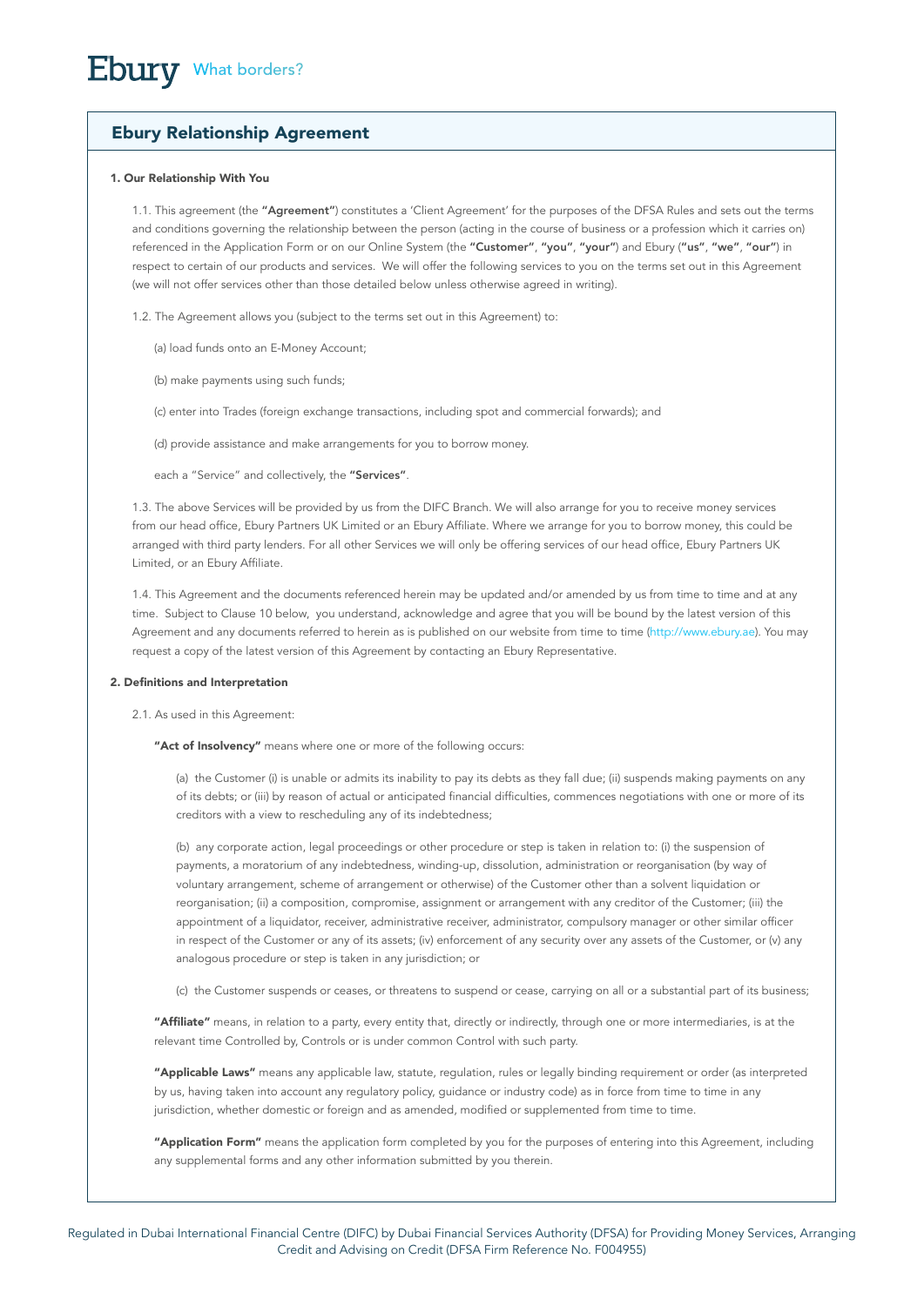Ebury What borders?

# Ebury Relationship Agreement

## 1. Our Relationship With You

1.1. This agreement (the **"Agreement"**) constitutes a 'Client Agreement' for the purposes of the DFSA Rules and sets out the terms and conditions governing the relationship between the person (acting in the course of business or a profession which it carries on) referenced in the Application Form or on our Online System (the **"Customer"**, **"you"**, **"your"**) and Ebury (**"us"**, **"we"**, **"our"**) in respect to certain of our products and services. We will offer the following services to you on the terms set out in this Agreement (we will not offer services other than those detailed below unless otherwise agreed in writing).

1.2. The Agreement allows you (subject to the terms set out in this Agreement) to:

(a) load funds onto an E-Money Account;

(b) make payments using such funds;

(c) enter into Trades (foreign exchange transactions, including spot and commercial forwards); and

(d) provide assistance and make arrangements for you to borrow money.

each a "Service" and collectively, the **"Services"**.

1.3. The above Services will be provided by us from the DIFC Branch. We will also arrange for you to receive money services from our head office, Ebury Partners UK Limited or an Ebury Affiliate. Where we arrange for you to borrow money, this could be arranged with third party lenders. For all other Services we will only be offering services of our head office, Ebury Partners UK Limited, or an Ebury Affiliate.

1.4. This Agreement and the documents referenced herein may be updated and/or amended by us from time to time and at any time. Subject to Clause 10 below, you understand, acknowledge and agree that you will be bound by the latest version of this Agreement and any documents referred to herein as is published on our website from time to time (http://www.ebury.ae). You may request a copy of the latest version of this Agreement by contacting an Ebury Representative.

## 2. Definitions and Interpretation

2.1. As used in this Agreement:

**"Act of Insolvency"** means where one or more of the following occurs:

(a) the Customer (i) is unable or admits its inability to pay its debts as they fall due; (ii) suspends making payments on any of its debts; or (iii) by reason of actual or anticipated financial difficulties, commences negotiations with one or more of its creditors with a view to rescheduling any of its indebtedness;

(b) any corporate action, legal proceedings or other procedure or step is taken in relation to: (i) the suspension of payments, a moratorium of any indebtedness, winding-up, dissolution, administration or reorganisation (by way of voluntary arrangement, scheme of arrangement or otherwise) of the Customer other than a solvent liquidation or reorganisation; (ii) a composition, compromise, assignment or arrangement with any creditor of the Customer; (iii) the appointment of a liquidator, receiver, administrative receiver, administrator, compulsory manager or other similar officer in respect of the Customer or any of its assets; (iv) enforcement of any security over any assets of the Customer, or (v) any analogous procedure or step is taken in any jurisdiction; or

(c) the Customer suspends or ceases, or threatens to suspend or cease, carrying on all or a substantial part of its business;

**"Affiliate"** means, in relation to a party, every entity that, directly or indirectly, through one or more intermediaries, is at the relevant time Controlled by, Controls or is under common Control with such party.

**"Applicable Laws"** means any applicable law, statute, regulation, rules or legally binding requirement or order (as interpreted by us, having taken into account any regulatory policy, guidance or industry code) as in force from time to time in any jurisdiction, whether domestic or foreign and as amended, modified or supplemented from time to time.

**"Application Form"** means the application form completed by you for the purposes of entering into this Agreement, including any supplemental forms and any other information submitted by you therein.

Regulated in Dubai International Financial Centre (DIFC) by Dubai Financial Services Authority (DFSA) for Providing Money Services, Arranging Credit and Advising on Credit (DFSA Firm Reference No. F004955)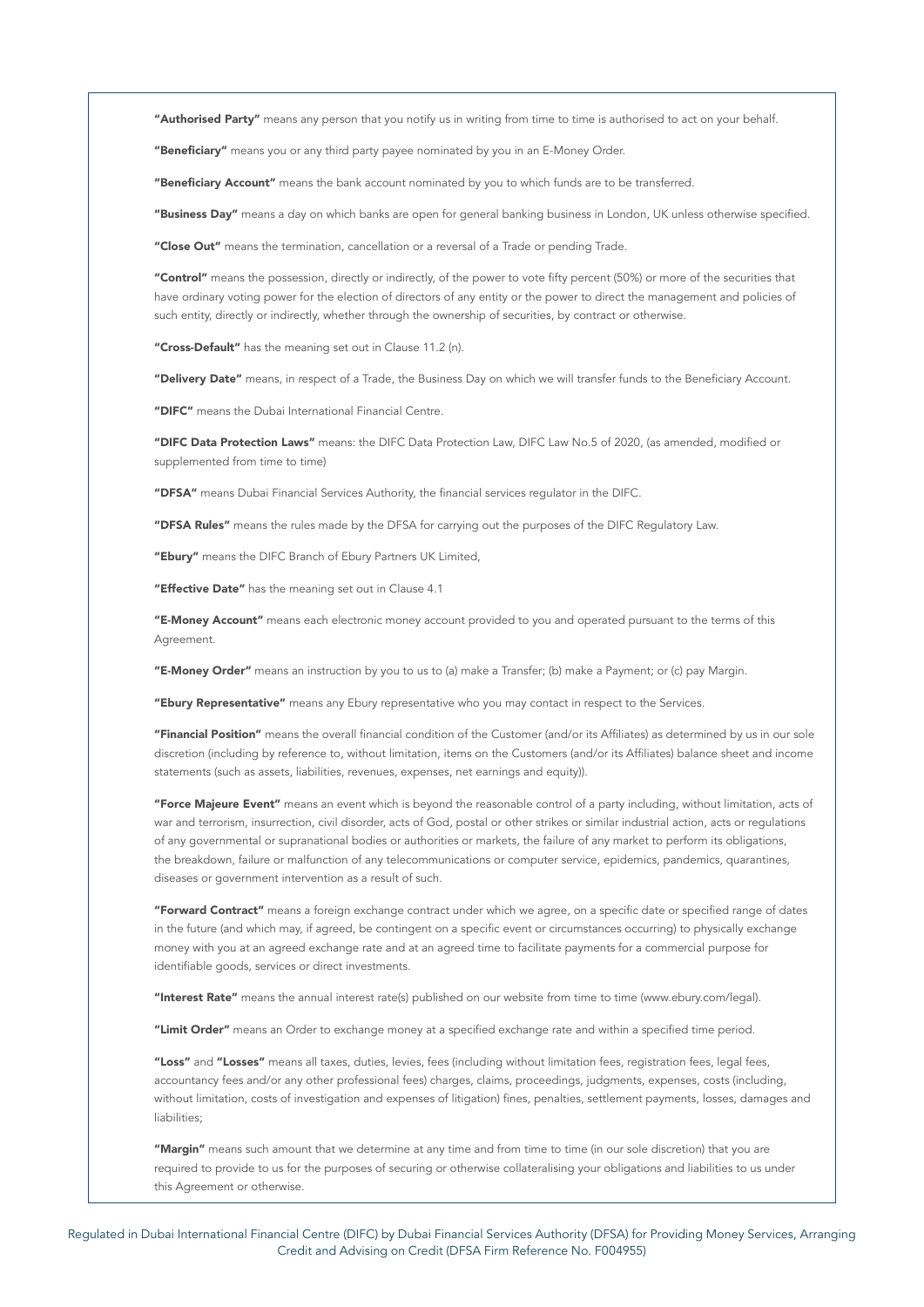**"Authorised Party"** means any person that you notify us in writing from time to time is authorised to act on your behalf.

**"Beneficiary"** means you or any third party payee nominated by you in an E-Money Order.

**"Beneficiary Account"** means the bank account nominated by you to which funds are to be transferred.

**"Business Day"** means a day on which banks are open for general banking business in London, UK unless otherwise specified.

**"Close Out"** means the termination, cancellation or a reversal of a Trade or pending Trade.

**"Control"** means the possession, directly or indirectly, of the power to vote fifty percent (50%) or more of the securities that have ordinary voting power for the election of directors of any entity or the power to direct the management and policies of such entity, directly or indirectly, whether through the ownership of securities, by contract or otherwise.

**"Cross-Default"** has the meaning set out in Clause 11.2 (n).

**"Delivery Date"** means, in respect of a Trade, the Business Day on which we will transfer funds to the Beneficiary Account.

**"DIFC"** means the Dubai International Financial Centre.

**"DIFC Data Protection Laws"** means: the DIFC Data Protection Law, DIFC Law No.5 of 2020, (as amended, modified or supplemented from time to time)

**"DFSA"** means Dubai Financial Services Authority, the financial services regulator in the DIFC.

**"DFSA Rules"** means the rules made by the DFSA for carrying out the purposes of the DIFC Regulatory Law.

**"Ebury"** means the DIFC Branch of Ebury Partners UK Limited,

**"Effective Date"** has the meaning set out in Clause 4.1

**"E-Money Account"** means each electronic money account provided to you and operated pursuant to the terms of this Agreement.

**"E-Money Order"** means an instruction by you to us to (a) make a Transfer; (b) make a Payment; or (c) pay Margin.

**"Ebury Representative"** means any Ebury representative who you may contact in respect to the Services.

**"Financial Position"** means the overall financial condition of the Customer (and/or its Affiliates) as determined by us in our sole discretion (including by reference to, without limitation, items on the Customers (and/or its Affiliates) balance sheet and income statements (such as assets, liabilities, revenues, expenses, net earnings and equity)).

**"Force Majeure Event"** means an event which is beyond the reasonable control of a party including, without limitation, acts of war and terrorism, insurrection, civil disorder, acts of God, postal or other strikes or similar industrial action, acts or regulations of any governmental or supranational bodies or authorities or markets, the failure of any market to perform its obligations, the breakdown, failure or malfunction of any telecommunications or computer service, epidemics, pandemics, quarantines, diseases or government intervention as a result of such.

**"Forward Contract"** means a foreign exchange contract under which we agree, on a specific date or specified range of dates in the future (and which may, if agreed, be contingent on a specific event or circumstances occurring) to physically exchange money with you at an agreed exchange rate and at an agreed time to facilitate payments for a commercial purpose for identifiable goods, services or direct investments.

**"Interest Rate"** means the annual interest rate(s) published on our website from time to time (www.ebury.com/legal).

**"Limit Order"** means an Order to exchange money at a specified exchange rate and within a specified time period.

**"Loss"** and **"Losses"** means all taxes, duties, levies, fees (including without limitation fees, registration fees, legal fees, accountancy fees and/or any other professional fees) charges, claims, proceedings, judgments, expenses, costs (including, without limitation, costs of investigation and expenses of litigation) fines, penalties, settlement payments, losses, damages and liabilities;

**"Margin"** means such amount that we determine at any time and from time to time (in our sole discretion) that you are required to provide to us for the purposes of securing or otherwise collateralising your obligations and liabilities to us under this Agreement or otherwise.

Regulated in Dubai International Financial Centre (DIFC) by Dubai Financial Services Authority (DFSA) for Providing Money Services, Arranging Credit and Advising on Credit (DFSA Firm Reference No. F004955)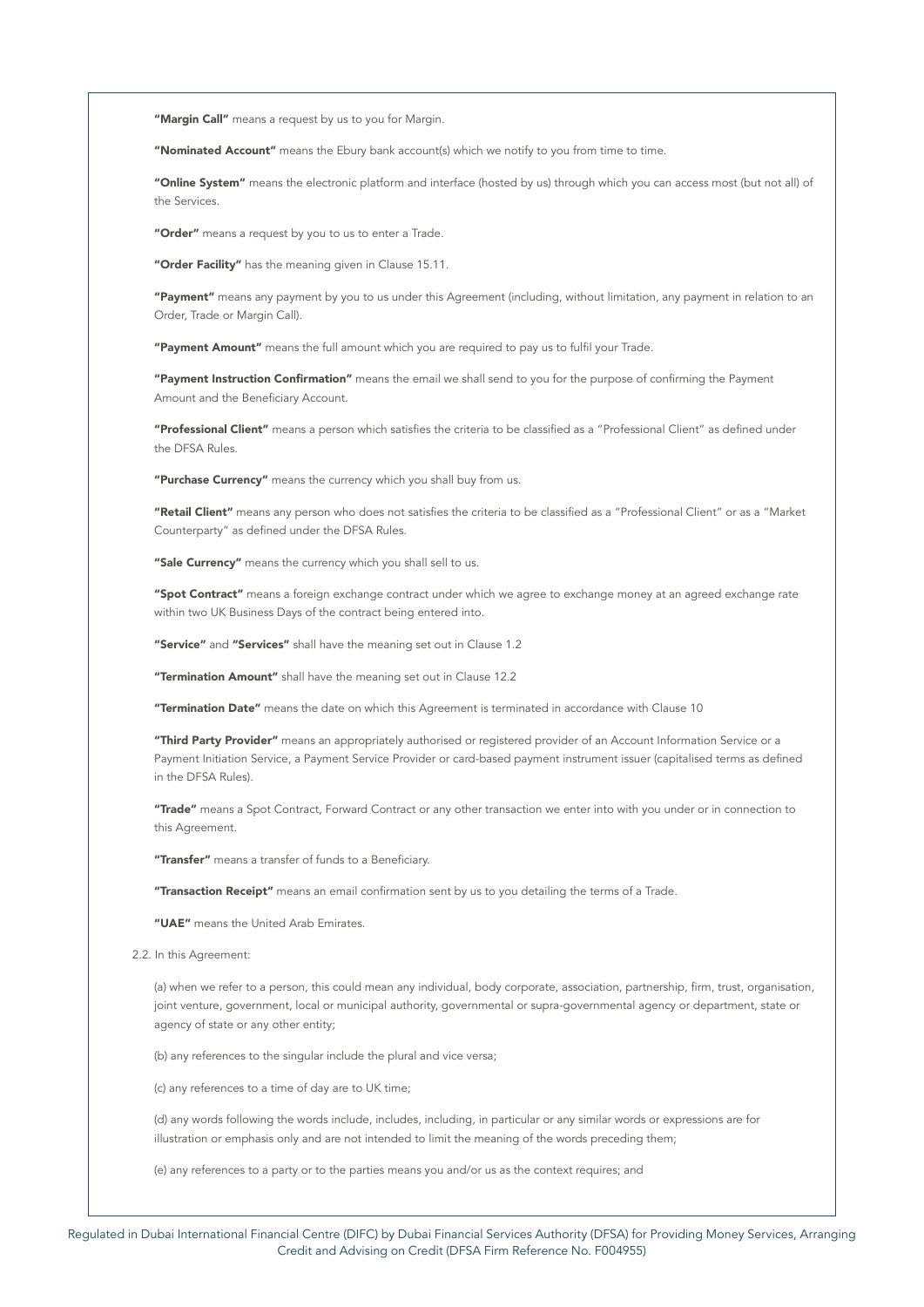**"Margin Call"** means a request by us to you for Margin.

**"Nominated Account"** means the Ebury bank account(s) which we notify to you from time to time.

**"Online System"** means the electronic platform and interface (hosted by us) through which you can access most (but not all) of the Services.

**"Order"** means a request by you to us to enter a Trade.

**"Order Facility"** has the meaning given in Clause 15.11.

**"Payment"** means any payment by you to us under this Agreement (including, without limitation, any payment in relation to an Order, Trade or Margin Call).

**"Payment Amount"** means the full amount which you are required to pay us to fulfil your Trade.

**"Payment Instruction Confirmation"** means the email we shall send to you for the purpose of confirming the Payment Amount and the Beneficiary Account.

**"Professional Client"** means a person which satisfies the criteria to be classified as a "Professional Client" as defined under the DFSA Rules.

**"Purchase Currency"** means the currency which you shall buy from us.

**"Retail Client"** means any person who does not satisfies the criteria to be classified as a "Professional Client" or as a "Market Counterparty" as defined under the DFSA Rules.

**"Sale Currency"** means the currency which you shall sell to us.

**"Spot Contract"** means a foreign exchange contract under which we agree to exchange money at an agreed exchange rate within two UK Business Days of the contract being entered into.

**"Service"** and **"Services"** shall have the meaning set out in Clause 1.2

**"Termination Amount"** shall have the meaning set out in Clause 12.2

**"Termination Date"** means the date on which this Agreement is terminated in accordance with Clause 10

**"Third Party Provider"** means an appropriately authorised or registered provider of an Account Information Service or a Payment Initiation Service, a Payment Service Provider or card-based payment instrument issuer (capitalised terms as defined in the DFSA Rules).

**"Trade"** means a Spot Contract, Forward Contract or any other transaction we enter into with you under or in connection to this Agreement.

**"Transfer"** means a transfer of funds to a Beneficiary.

**"Transaction Receipt"** means an email confirmation sent by us to you detailing the terms of a Trade.

**"UAE"** means the United Arab Emirates.

2.2. In this Agreement:

(a) when we refer to a person, this could mean any individual, body corporate, association, partnership, firm, trust, organisation, joint venture, government, local or municipal authority, governmental or supra-governmental agency or department, state or agency of state or any other entity;

(b) any references to the singular include the plural and vice versa;

(c) any references to a time of day are to UK time;

(d) any words following the words include, includes, including, in particular or any similar words or expressions are for illustration or emphasis only and are not intended to limit the meaning of the words preceding them;

(e) any references to a party or to the parties means you and/or us as the context requires; and

Regulated in Dubai International Financial Centre (DIFC) by Dubai Financial Services Authority (DFSA) for Providing Money Services, Arranging Credit and Advising on Credit (DFSA Firm Reference No. F004955)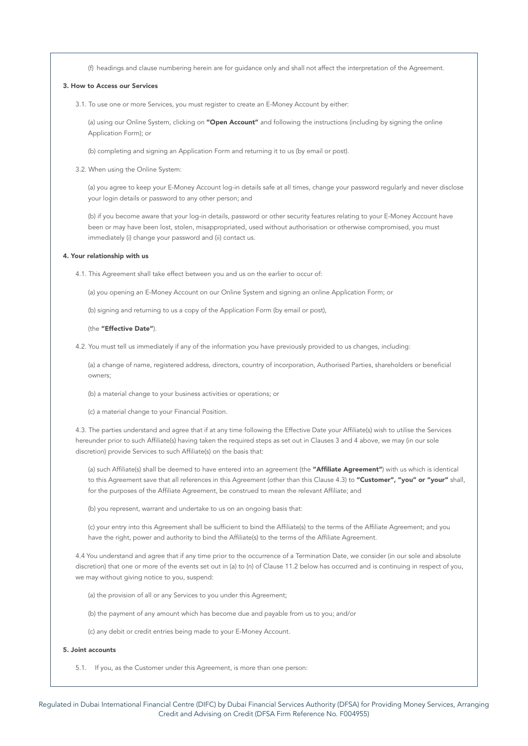(f) headings and clause numbering herein are for guidance only and shall not affect the interpretation of the Agreement.

### 3. How to Access our Services

3.1. To use one or more Services, you must register to create an E-Money Account by either:

(a) using our Online System, clicking on **"Open Account"** and following the instructions (including by signing the online Application Form); or

(b) completing and signing an Application Form and returning it to us (by email or post).

3.2. When using the Online System:

(a) you agree to keep your E-Money Account log-in details safe at all times, change your password regularly and never disclose your login details or password to any other person; and

(b) if you become aware that your log-in details, password or other security features relating to your E-Money Account have been or may have been lost, stolen, misappropriated, used without authorisation or otherwise compromised, you must immediately (i) change your password and (ii) contact us.

### 4. Your relationship with us

4.1. This Agreement shall take effect between you and us on the earlier to occur of:

(a) you opening an E-Money Account on our Online System and signing an online Application Form; or

(b) signing and returning to us a copy of the Application Form (by email or post),

(the **"Effective Date"**).

4.2. You must tell us immediately if any of the information you have previously provided to us changes, including:

(a) a change of name, registered address, directors, country of incorporation, Authorised Parties, shareholders or beneficial owners;

(b) a material change to your business activities or operations; or

(c) a material change to your Financial Position.

4.3. The parties understand and agree that if at any time following the Effective Date your Affiliate(s) wish to utilise the Services hereunder prior to such Affiliate(s) having taken the required steps as set out in Clauses 3 and 4 above, we may (in our sole discretion) provide Services to such Affiliate(s) on the basis that:

(a) such Affiliate(s) shall be deemed to have entered into an agreement (the **"Affiliate Agreement"**) with us which is identical to this Agreement save that all references in this Agreement (other than this Clause 4.3) to **"Customer", "you" or "your"** shall, for the purposes of the Affiliate Agreement, be construed to mean the relevant Affiliate; and

(b) you represent, warrant and undertake to us on an ongoing basis that:

(c) your entry into this Agreement shall be sufficient to bind the Affiliate(s) to the terms of the Affiliate Agreement; and you have the right, power and authority to bind the Affiliate(s) to the terms of the Affiliate Agreement.

4.4 You understand and agree that if any time prior to the occurrence of a Termination Date, we consider (in our sole and absolute discretion) that one or more of the events set out in (a) to (n) of Clause 11.2 below has occurred and is continuing in respect of you, we may without giving notice to you, suspend:

(a) the provision of all or any Services to you under this Agreement;

(b) the payment of any amount which has become due and payable from us to you; and/or

(c) any debit or credit entries being made to your E-Money Account.

### 5. Joint accounts

5.1. If you, as the Customer under this Agreement, is more than one person: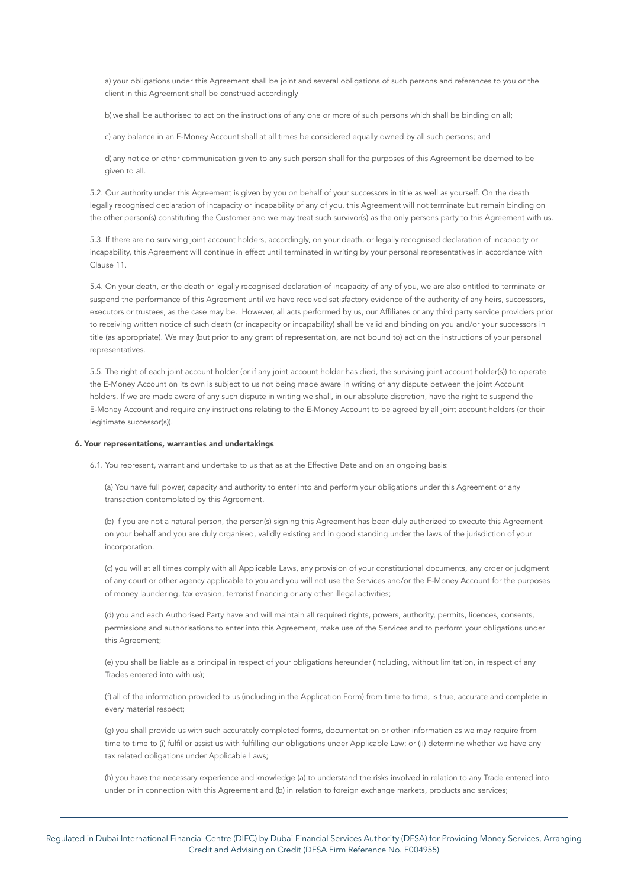a) your obligations under this Agreement shall be joint and several obligations of such persons and references to you or the client in this Agreement shall be construed accordingly

b) we shall be authorised to act on the instructions of any one or more of such persons which shall be binding on all;

c) any balance in an E-Money Account shall at all times be considered equally owned by all such persons; and

d) any notice or other communication given to any such person shall for the purposes of this Agreement be deemed to be given to all.

5.2. Our authority under this Agreement is given by you on behalf of your successors in title as well as yourself. On the death legally recognised declaration of incapacity or incapability of any of you, this Agreement will not terminate but remain binding on the other person(s) constituting the Customer and we may treat such survivor(s) as the only persons party to this Agreement with us.

5.3. If there are no surviving joint account holders, accordingly, on your death, or legally recognised declaration of incapacity or incapability, this Agreement will continue in effect until terminated in writing by your personal representatives in accordance with Clause 11.

5.4. On your death, or the death or legally recognised declaration of incapacity of any of you, we are also entitled to terminate or suspend the performance of this Agreement until we have received satisfactory evidence of the authority of any heirs, successors, executors or trustees, as the case may be. However, all acts performed by us, our Affiliates or any third party service providers prior to receiving written notice of such death (or incapacity or incapability) shall be valid and binding on you and/or your successors in title (as appropriate). We may (but prior to any grant of representation, are not bound to) act on the instructions of your personal representatives.

5.5. The right of each joint account holder (or if any joint account holder has died, the surviving joint account holder(s)) to operate the E-Money Account on its own is subject to us not being made aware in writing of any dispute between the joint Account holders. If we are made aware of any such dispute in writing we shall, in our absolute discretion, have the right to suspend the E-Money Account and require any instructions relating to the E-Money Account to be agreed by all joint account holders (or their legitimate successor(s)).

## 6. Your representations, warranties and undertakings

6.1. You represent, warrant and undertake to us that as at the Effective Date and on an ongoing basis:

(a) You have full power, capacity and authority to enter into and perform your obligations under this Agreement or any transaction contemplated by this Agreement.

(b) If you are not a natural person, the person(s) signing this Agreement has been duly authorized to execute this Agreement on your behalf and you are duly organised, validly existing and in good standing under the laws of the jurisdiction of your incorporation.

(c) you will at all times comply with all Applicable Laws, any provision of your constitutional documents, any order or judgment of any court or other agency applicable to you and you will not use the Services and/or the E-Money Account for the purposes of money laundering, tax evasion, terrorist financing or any other illegal activities;

(d) you and each Authorised Party have and will maintain all required rights, powers, authority, permits, licences, consents, permissions and authorisations to enter into this Agreement, make use of the Services and to perform your obligations under this Agreement;

(e) you shall be liable as a principal in respect of your obligations hereunder (including, without limitation, in respect of any Trades entered into with us);

(f) all of the information provided to us (including in the Application Form) from time to time, is true, accurate and complete in every material respect;

(g) you shall provide us with such accurately completed forms, documentation or other information as we may require from time to time to (i) fulfil or assist us with fulfilling our obligations under Applicable Law; or (ii) determine whether we have any tax related obligations under Applicable Laws;

(h) you have the necessary experience and knowledge (a) to understand the risks involved in relation to any Trade entered into under or in connection with this Agreement and (b) in relation to foreign exchange markets, products and services;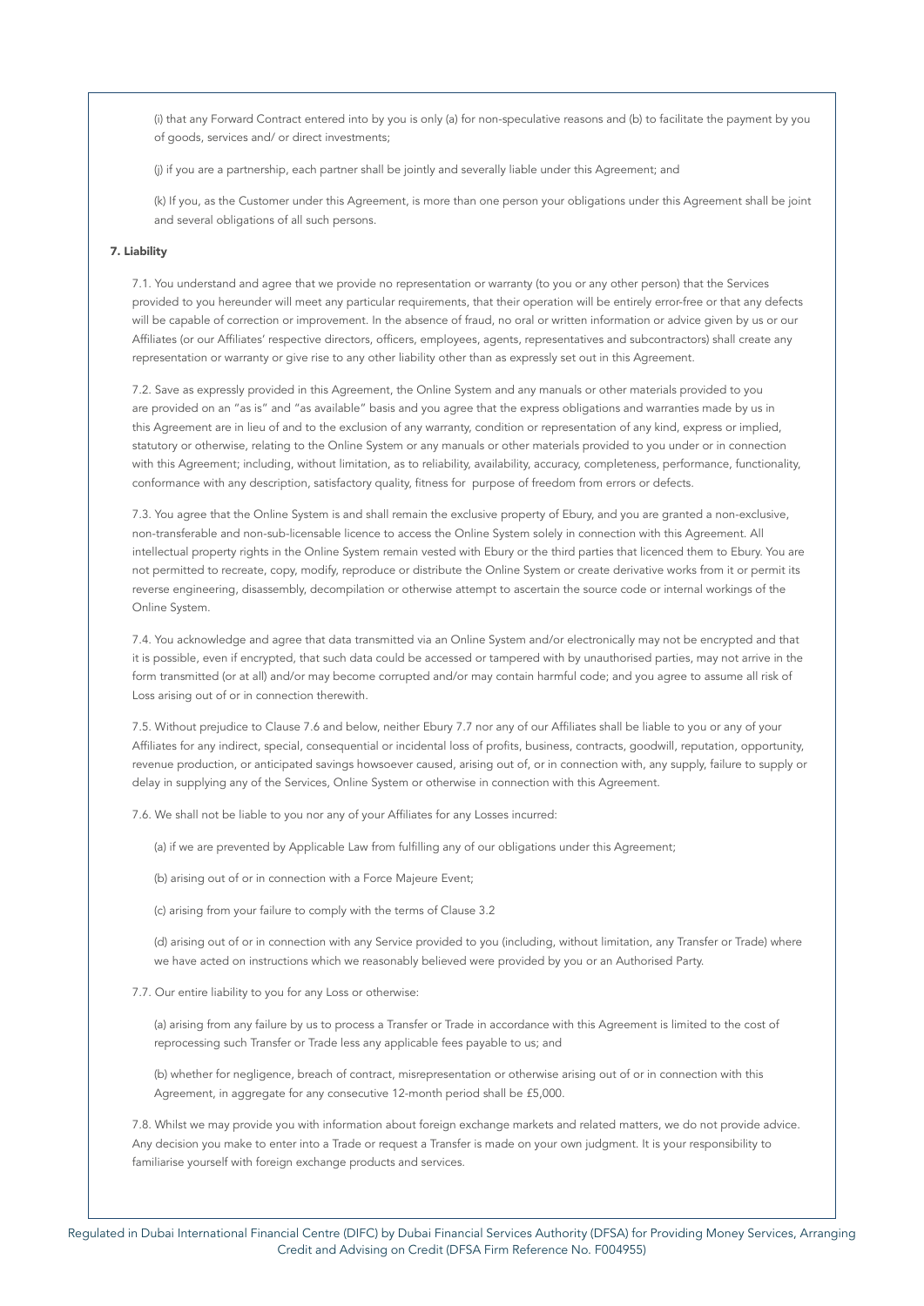(i) that any Forward Contract entered into by you is only (a) for non-speculative reasons and (b) to facilitate the payment by you of goods, services and/ or direct investments;

(j) if you are a partnership, each partner shall be jointly and severally liable under this Agreement; and

(k) If you, as the Customer under this Agreement, is more than one person your obligations under this Agreement shall be joint and several obligations of all such persons.

**7. Liability**

7.1. You understand and agree that we provide no representation or warranty (to you or any other person) that the Services provided to you hereunder will meet any particular requirements, that their operation will be entirely error-free or that any defects will be capable of correction or improvement. In the absence of fraud, no oral or written information or advice given by us or our Affiliates (or our Affiliates' respective directors, officers, employees, agents, representatives and subcontractors) shall create any representation or warranty or give rise to any other liability other than as expressly set out in this Agreement.

7.2. Save as expressly provided in this Agreement, the Online System and any manuals or other materials provided to you are provided on an "as is" and "as available" basis and you agree that the express obligations and warranties made by us in this Agreement are in lieu of and to the exclusion of any warranty, condition or representation of any kind, express or implied, statutory or otherwise, relating to the Online System or any manuals or other materials provided to you under or in connection with this Agreement; including, without limitation, as to reliability, availability, accuracy, completeness, performance, functionality, conformance with any description, satisfactory quality, fitness for purpose of freedom from errors or defects.

7.3. You agree that the Online System is and shall remain the exclusive property of Ebury, and you are granted a non-exclusive, non-transferable and non-sub-licensable licence to access the Online System solely in connection with this Agreement. All intellectual property rights in the Online System remain vested with Ebury or the third parties that licenced them to Ebury. You are not permitted to recreate, copy, modify, reproduce or distribute the Online System or create derivative works from it or permit its reverse engineering, disassembly, decompilation or otherwise attempt to ascertain the source code or internal workings of the Online System.

7.4. You acknowledge and agree that data transmitted via an Online System and/or electronically may not be encrypted and that it is possible, even if encrypted, that such data could be accessed or tampered with by unauthorised parties, may not arrive in the form transmitted (or at all) and/or may become corrupted and/or may contain harmful code; and you agree to assume all risk of Loss arising out of or in connection therewith.

7.5. Without prejudice to Clause 7.6 and below, neither Ebury 7.7 nor any of our Affiliates shall be liable to you or any of your Affiliates for any indirect, special, consequential or incidental loss of profits, business, contracts, goodwill, reputation, opportunity, revenue production, or anticipated savings howsoever caused, arising out of, or in connection with, any supply, failure to supply or delay in supplying any of the Services, Online System or otherwise in connection with this Agreement.

7.6. We shall not be liable to you nor any of your Affiliates for any Losses incurred:

(a) if we are prevented by Applicable Law from fulfilling any of our obligations under this Agreement;

(b) arising out of or in connection with a Force Majeure Event;

(c) arising from your failure to comply with the terms of Clause 3.2

(d) arising out of or in connection with any Service provided to you (including, without limitation, any Transfer or Trade) where we have acted on instructions which we reasonably believed were provided by you or an Authorised Party.

7.7. Our entire liability to you for any Loss or otherwise:

(a) arising from any failure by us to process a Transfer or Trade in accordance with this Agreement is limited to the cost of reprocessing such Transfer or Trade less any applicable fees payable to us; and

(b) whether for negligence, breach of contract, misrepresentation or otherwise arising out of or in connection with this Agreement, in aggregate for any consecutive 12-month period shall be £5,000.

7.8. Whilst we may provide you with information about foreign exchange markets and related matters, we do not provide advice. Any decision you make to enter into a Trade or request a Transfer is made on your own judgment. It is your responsibility to familiarise yourself with foreign exchange products and services.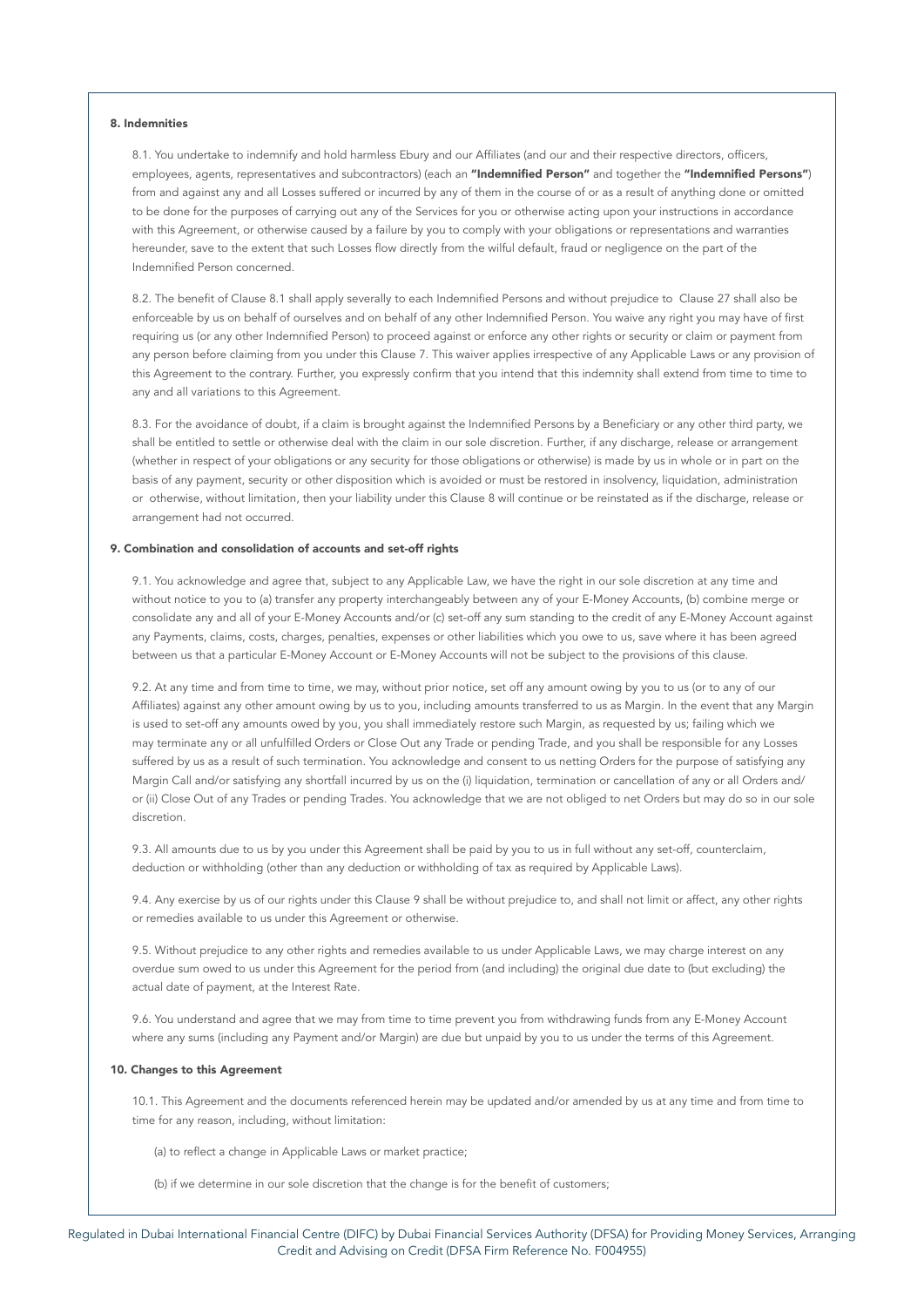## 8. Indemnities

8.1. You undertake to indemnify and hold harmless Ebury and our Affiliates (and our and their respective directors, officers, employees, agents, representatives and subcontractors) (each an **"Indemnified Person"** and together the **"Indemnified Persons"**) from and against any and all Losses suffered or incurred by any of them in the course of or as a result of anything done or omitted to be done for the purposes of carrying out any of the Services for you or otherwise acting upon your instructions in accordance with this Agreement, or otherwise caused by a failure by you to comply with your obligations or representations and warranties hereunder, save to the extent that such Losses flow directly from the wilful default, fraud or negligence on the part of the Indemnified Person concerned.

8.2. The benefit of Clause 8.1 shall apply severally to each Indemnified Persons and without prejudice to Clause 27 shall also be enforceable by us on behalf of ourselves and on behalf of any other Indemnified Person. You waive any right you may have of first requiring us (or any other Indemnified Person) to proceed against or enforce any other rights or security or claim or payment from any person before claiming from you under this Clause 7. This waiver applies irrespective of any Applicable Laws or any provision of this Agreement to the contrary. Further, you expressly confirm that you intend that this indemnity shall extend from time to time to any and all variations to this Agreement.

8.3. For the avoidance of doubt, if a claim is brought against the Indemnified Persons by a Beneficiary or any other third party, we shall be entitled to settle or otherwise deal with the claim in our sole discretion. Further, if any discharge, release or arrangement (whether in respect of your obligations or any security for those obligations or otherwise) is made by us in whole or in part on the basis of any payment, security or other disposition which is avoided or must be restored in insolvency, liquidation, administration or otherwise, without limitation, then your liability under this Clause 8 will continue or be reinstated as if the discharge, release or arrangement had not occurred.

## 9. Combination and consolidation of accounts and set-off rights

9.1. You acknowledge and agree that, subject to any Applicable Law, we have the right in our sole discretion at any time and without notice to you to (a) transfer any property interchangeably between any of your E-Money Accounts, (b) combine merge or consolidate any and all of your E-Money Accounts and/or (c) set-off any sum standing to the credit of any E-Money Account against any Payments, claims, costs, charges, penalties, expenses or other liabilities which you owe to us, save where it has been agreed between us that a particular E-Money Account or E-Money Accounts will not be subject to the provisions of this clause.

9.2. At any time and from time to time, we may, without prior notice, set off any amount owing by you to us (or to any of our Affiliates) against any other amount owing by us to you, including amounts transferred to us as Margin. In the event that any Margin is used to set-off any amounts owed by you, you shall immediately restore such Margin, as requested by us; failing which we may terminate any or all unfulfilled Orders or Close Out any Trade or pending Trade, and you shall be responsible for any Losses suffered by us as a result of such termination. You acknowledge and consent to us netting Orders for the purpose of satisfying any Margin Call and/or satisfying any shortfall incurred by us on the (i) liquidation, termination or cancellation of any or all Orders and/or (ii) Close Out of any Trades or pending Trades. You acknowledge that we are not obliged to net Orders but may do so in our sole discretion.

9.3. All amounts due to us by you under this Agreement shall be paid by you to us in full without any set-off, counterclaim, deduction or withholding (other than any deduction or withholding of tax as required by Applicable Laws).

9.4. Any exercise by us of our rights under this Clause 9 shall be without prejudice to, and shall not limit or affect, any other rights or remedies available to us under this Agreement or otherwise.

9.5. Without prejudice to any other rights and remedies available to us under Applicable Laws, we may charge interest on any overdue sum owed to us under this Agreement for the period from (and including) the original due date to (but excluding) the actual date of payment, at the Interest Rate.

9.6. You understand and agree that we may from time to time prevent you from withdrawing funds from any E-Money Account where any sums (including any Payment and/or Margin) are due but unpaid by you to us under the terms of this Agreement.

## 10. Changes to this Agreement

10.1. This Agreement and the documents referenced herein may be updated and/or amended by us at any time and from time to time for any reason, including, without limitation:

(a) to reflect a change in Applicable Laws or market practice;

(b) if we determine in our sole discretion that the change is for the benefit of customers;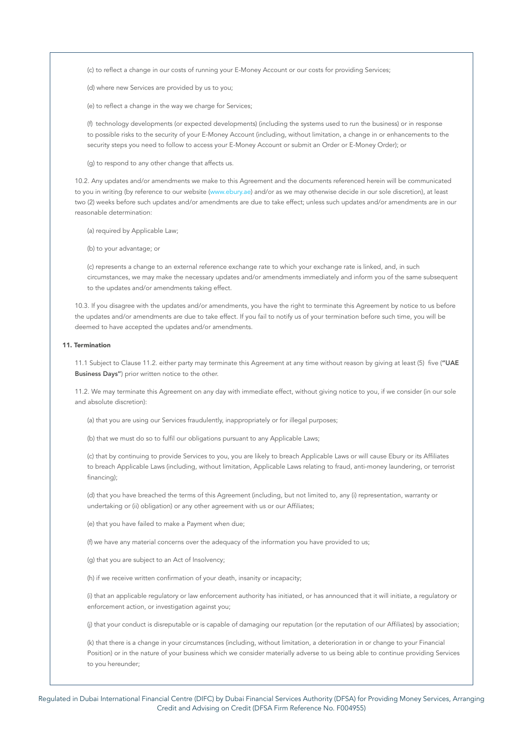(c) to reflect a change in our costs of running your E-Money Account or our costs for providing Services;

(d) where new Services are provided by us to you;

(e) to reflect a change in the way we charge for Services;

(f) technology developments (or expected developments) (including the systems used to run the business) or in response to possible risks to the security of your E-Money Account (including, without limitation, a change in or enhancements to the security steps you need to follow to access your E-Money Account or submit an Order or E-Money Order); or

(g) to respond to any other change that affects us.

10.2. Any updates and/or amendments we make to this Agreement and the documents referenced herein will be communicated to you in writing (by reference to our website (www.ebury.ae) and/or as we may otherwise decide in our sole discretion), at least two (2) weeks before such updates and/or amendments are due to take effect; unless such updates and/or amendments are in our reasonable determination:

(a) required by Applicable Law;

(b) to your advantage; or

(c) represents a change to an external reference exchange rate to which your exchange rate is linked, and, in such circumstances, we may make the necessary updates and/or amendments immediately and inform you of the same subsequent to the updates and/or amendments taking effect.

10.3. If you disagree with the updates and/or amendments, you have the right to terminate this Agreement by notice to us before the updates and/or amendments are due to take effect. If you fail to notify us of your termination before such time, you will be deemed to have accepted the updates and/or amendments.

**11. Termination**

11.1 Subject to Clause 11.2. either party may terminate this Agreement at any time without reason by giving at least (5) five (**"UAE Business Days"**) prior written notice to the other.

11.2. We may terminate this Agreement on any day with immediate effect, without giving notice to you, if we consider (in our sole and absolute discretion):

(a) that you are using our Services fraudulently, inappropriately or for illegal purposes;

(b) that we must do so to fulfil our obligations pursuant to any Applicable Laws;

(c) that by continuing to provide Services to you, you are likely to breach Applicable Laws or will cause Ebury or its Affiliates to breach Applicable Laws (including, without limitation, Applicable Laws relating to fraud, anti-money laundering, or terrorist financing);

(d) that you have breached the terms of this Agreement (including, but not limited to, any (i) representation, warranty or undertaking or (ii) obligation) or any other agreement with us or our Affiliates;

(e) that you have failed to make a Payment when due;

(f) we have any material concerns over the adequacy of the information you have provided to us;

(g) that you are subject to an Act of Insolvency;

(h) if we receive written confirmation of your death, insanity or incapacity;

(i) that an applicable regulatory or law enforcement authority has initiated, or has announced that it will initiate, a regulatory or enforcement action, or investigation against you;

(j) that your conduct is disreputable or is capable of damaging our reputation (or the reputation of our Affiliates) by association;

(k) that there is a change in your circumstances (including, without limitation, a deterioration in or change to your Financial Position) or in the nature of your business which we consider materially adverse to us being able to continue providing Services to you hereunder;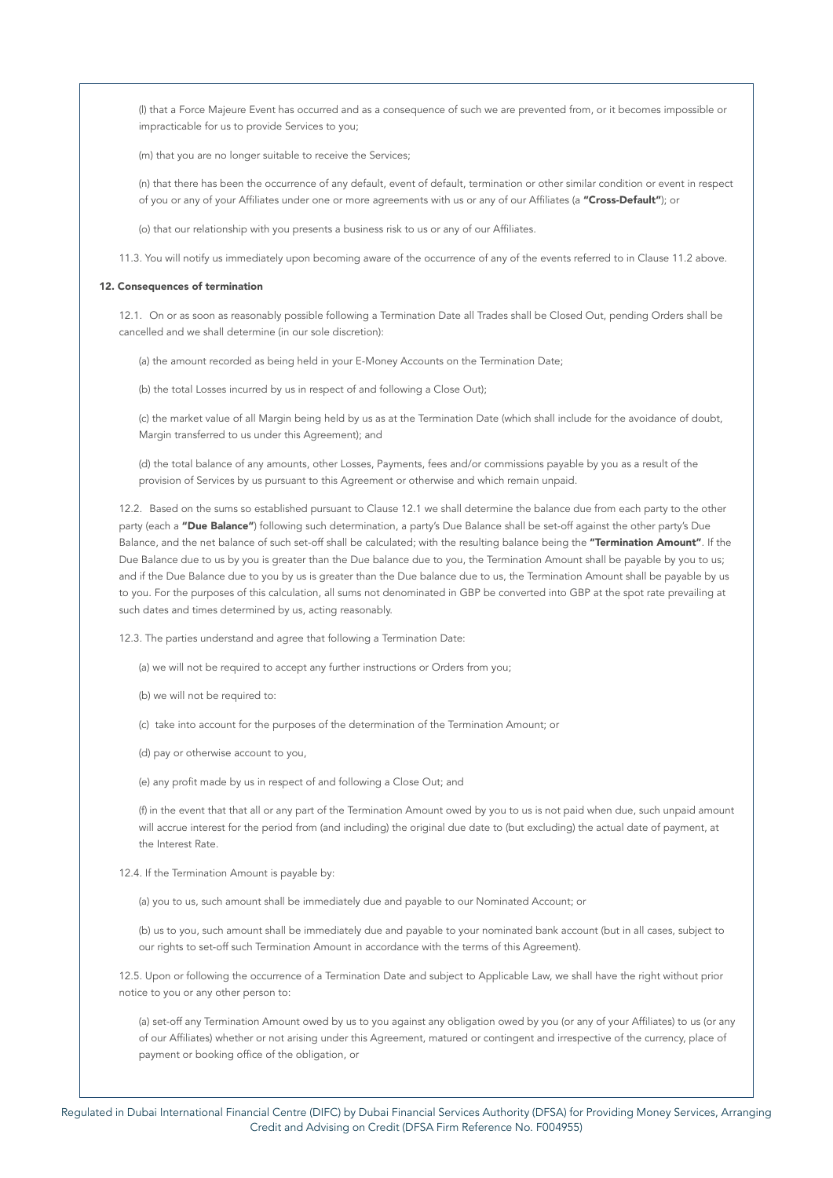(l) that a Force Majeure Event has occurred and as a consequence of such we are prevented from, or it becomes impossible or impracticable for us to provide Services to you;

(m) that you are no longer suitable to receive the Services;

(n) that there has been the occurrence of any default, event of default, termination or other similar condition or event in respect of you or any of your Affiliates under one or more agreements with us or any of our Affiliates (a **"Cross-Default"**); or

(o) that our relationship with you presents a business risk to us or any of our Affiliates.

11.3. You will notify us immediately upon becoming aware of the occurrence of any of the events referred to in Clause 11.2 above.

## 12. Consequences of termination

12.1. On or as soon as reasonably possible following a Termination Date all Trades shall be Closed Out, pending Orders shall be cancelled and we shall determine (in our sole discretion):

(a) the amount recorded as being held in your E-Money Accounts on the Termination Date;

(b) the total Losses incurred by us in respect of and following a Close Out);

(c) the market value of all Margin being held by us as at the Termination Date (which shall include for the avoidance of doubt, Margin transferred to us under this Agreement); and

(d) the total balance of any amounts, other Losses, Payments, fees and/or commissions payable by you as a result of the provision of Services by us pursuant to this Agreement or otherwise and which remain unpaid.

12.2. Based on the sums so established pursuant to Clause 12.1 we shall determine the balance due from each party to the other party (each a **"Due Balance"**) following such determination, a party's Due Balance shall be set-off against the other party's Due Balance, and the net balance of such set-off shall be calculated; with the resulting balance being the **"Termination Amount"**. If the Due Balance due to us by you is greater than the Due balance due to you, the Termination Amount shall be payable by you to us; and if the Due Balance due to you by us is greater than the Due balance due to us, the Termination Amount shall be payable by us to you. For the purposes of this calculation, all sums not denominated in GBP be converted into GBP at the spot rate prevailing at such dates and times determined by us, acting reasonably.

12.3. The parties understand and agree that following a Termination Date:

(a) we will not be required to accept any further instructions or Orders from you;

(b) we will not be required to:

(c) take into account for the purposes of the determination of the Termination Amount; or

(d) pay or otherwise account to you,

(e) any profit made by us in respect of and following a Close Out; and

(f) in the event that that all or any part of the Termination Amount owed by you to us is not paid when due, such unpaid amount will accrue interest for the period from (and including) the original due date to (but excluding) the actual date of payment, at the Interest Rate.

12.4. If the Termination Amount is payable by:

(a) you to us, such amount shall be immediately due and payable to our Nominated Account; or

(b) us to you, such amount shall be immediately due and payable to your nominated bank account (but in all cases, subject to our rights to set-off such Termination Amount in accordance with the terms of this Agreement).

12.5. Upon or following the occurrence of a Termination Date and subject to Applicable Law, we shall have the right without prior notice to you or any other person to:

(a) set-off any Termination Amount owed by us to you against any obligation owed by you (or any of your Affiliates) to us (or any of our Affiliates) whether or not arising under this Agreement, matured or contingent and irrespective of the currency, place of payment or booking office of the obligation, or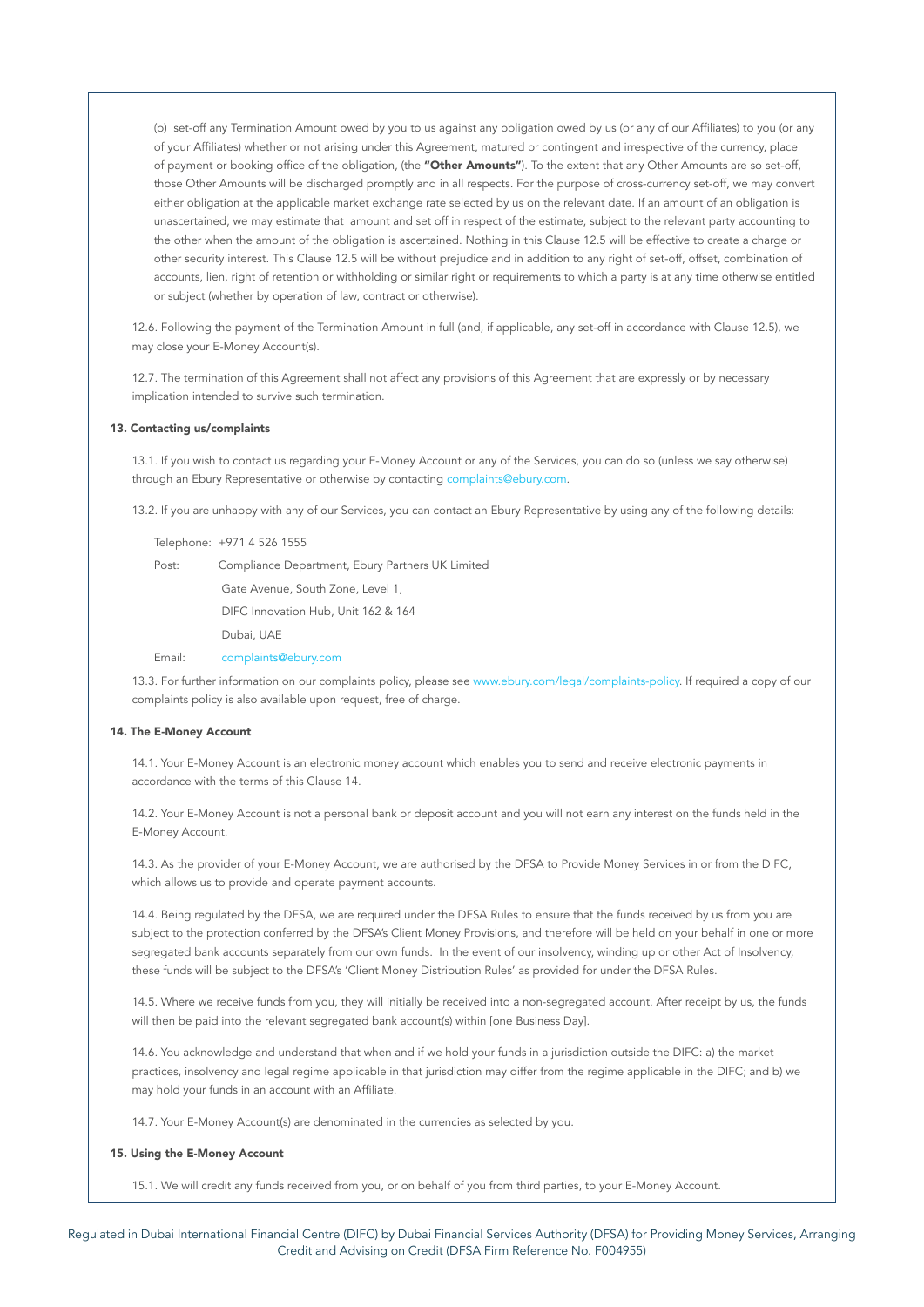(b) set-off any Termination Amount owed by you to us against any obligation owed by us (or any of our Affiliates) to you (or any of your Affiliates) whether or not arising under this Agreement, matured or contingent and irrespective of the currency, place of payment or booking office of the obligation, (the **"Other Amounts"**). To the extent that any Other Amounts are so set-off, those Other Amounts will be discharged promptly and in all respects. For the purpose of cross-currency set-off, we may convert either obligation at the applicable market exchange rate selected by us on the relevant date. If an amount of an obligation is unascertained, we may estimate that amount and set off in respect of the estimate, subject to the relevant party accounting to the other when the amount of the obligation is ascertained. Nothing in this Clause 12.5 will be effective to create a charge or other security interest. This Clause 12.5 will be without prejudice and in addition to any right of set-off, offset, combination of accounts, lien, right of retention or withholding or similar right or requirements to which a party is at any time otherwise entitled or subject (whether by operation of law, contract or otherwise).

12.6. Following the payment of the Termination Amount in full (and, if applicable, any set-off in accordance with Clause 12.5), we may close your E-Money Account(s).

12.7. The termination of this Agreement shall not affect any provisions of this Agreement that are expressly or by necessary implication intended to survive such termination.

**13. Contacting us/complaints**

13.1. If you wish to contact us regarding your E-Money Account or any of the Services, you can do so (unless we say otherwise) through an Ebury Representative or otherwise by contacting complaints@ebury.com.

13.2. If you are unhappy with any of our Services, you can contact an Ebury Representative by using any of the following details:

Telephone: +971 4 526 1555

Post: Compliance Department, Ebury Partners UK Limited
Gate Avenue, South Zone, Level 1,
DIFC Innovation Hub, Unit 162 & 164
Dubai, UAE

Email: complaints@ebury.com

13.3. For further information on our complaints policy, please see www.ebury.com/legal/complaints-policy. If required a copy of our complaints policy is also available upon request, free of charge.

**14. The E-Money Account**

14.1. Your E-Money Account is an electronic money account which enables you to send and receive electronic payments in accordance with the terms of this Clause 14.

14.2. Your E-Money Account is not a personal bank or deposit account and you will not earn any interest on the funds held in the E-Money Account.

14.3. As the provider of your E-Money Account, we are authorised by the DFSA to Provide Money Services in or from the DIFC, which allows us to provide and operate payment accounts.

14.4. Being regulated by the DFSA, we are required under the DFSA Rules to ensure that the funds received by us from you are subject to the protection conferred by the DFSA's Client Money Provisions, and therefore will be held on your behalf in one or more segregated bank accounts separately from our own funds. In the event of our insolvency, winding up or other Act of Insolvency, these funds will be subject to the DFSA's 'Client Money Distribution Rules' as provided for under the DFSA Rules.

14.5. Where we receive funds from you, they will initially be received into a non-segregated account. After receipt by us, the funds will then be paid into the relevant segregated bank account(s) within [one Business Day].

14.6. You acknowledge and understand that when and if we hold your funds in a jurisdiction outside the DIFC: a) the market practices, insolvency and legal regime applicable in that jurisdiction may differ from the regime applicable in the DIFC; and b) we may hold your funds in an account with an Affiliate.

14.7. Your E-Money Account(s) are denominated in the currencies as selected by you.

**15. Using the E-Money Account**

15.1. We will credit any funds received from you, or on behalf of you from third parties, to your E-Money Account.

Regulated in Dubai International Financial Centre (DIFC) by Dubai Financial Services Authority (DFSA) for Providing Money Services, Arranging Credit and Advising on Credit (DFSA Firm Reference No. F004955)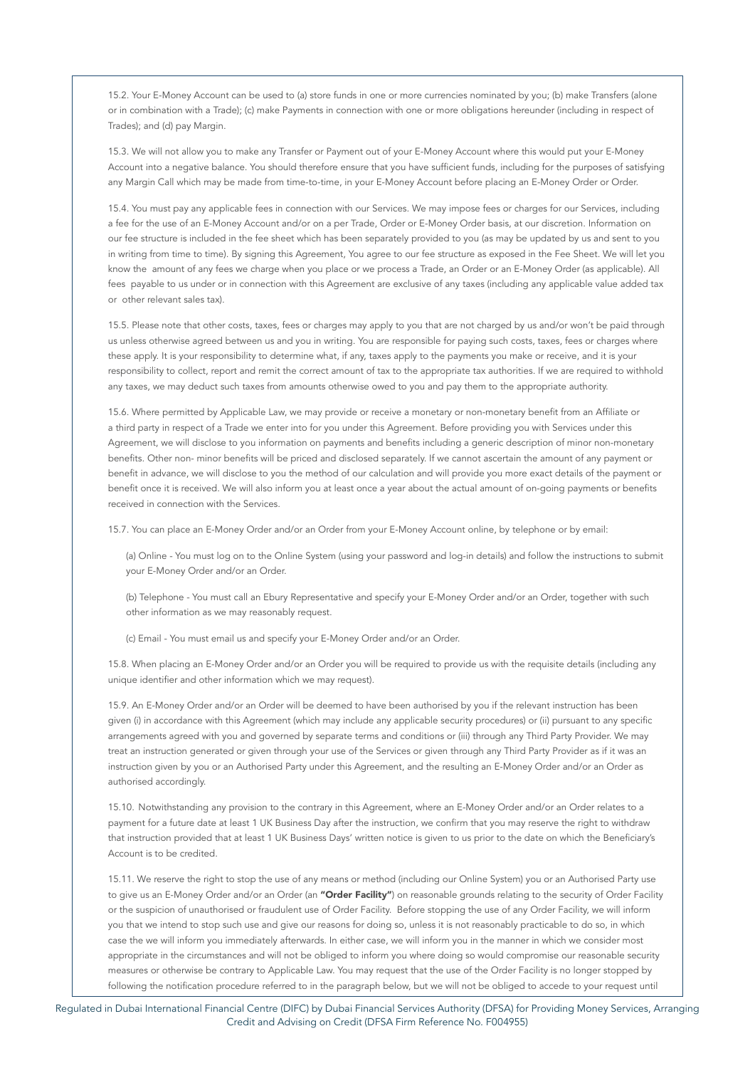15.2. Your E-Money Account can be used to (a) store funds in one or more currencies nominated by you; (b) make Transfers (alone or in combination with a Trade); (c) make Payments in connection with one or more obligations hereunder (including in respect of Trades); and (d) pay Margin.

15.3. We will not allow you to make any Transfer or Payment out of your E-Money Account where this would put your E-Money Account into a negative balance. You should therefore ensure that you have sufficient funds, including for the purposes of satisfying any Margin Call which may be made from time-to-time, in your E-Money Account before placing an E-Money Order or Order.

15.4. You must pay any applicable fees in connection with our Services. We may impose fees or charges for our Services, including a fee for the use of an E-Money Account and/or on a per Trade, Order or E-Money Order basis, at our discretion. Information on our fee structure is included in the fee sheet which has been separately provided to you (as may be updated by us and sent to you in writing from time to time). By signing this Agreement, You agree to our fee structure as exposed in the Fee Sheet. We will let you know the amount of any fees we charge when you place or we process a Trade, an Order or an E-Money Order (as applicable). All fees payable to us under or in connection with this Agreement are exclusive of any taxes (including any applicable value added tax or other relevant sales tax).

15.5. Please note that other costs, taxes, fees or charges may apply to you that are not charged by us and/or won't be paid through us unless otherwise agreed between us and you in writing. You are responsible for paying such costs, taxes, fees or charges where these apply. It is your responsibility to determine what, if any, taxes apply to the payments you make or receive, and it is your responsibility to collect, report and remit the correct amount of tax to the appropriate tax authorities. If we are required to withhold any taxes, we may deduct such taxes from amounts otherwise owed to you and pay them to the appropriate authority.

15.6. Where permitted by Applicable Law, we may provide or receive a monetary or non-monetary benefit from an Affiliate or a third party in respect of a Trade we enter into for you under this Agreement. Before providing you with Services under this Agreement, we will disclose to you information on payments and benefits including a generic description of minor non-monetary benefits. Other non- minor benefits will be priced and disclosed separately. If we cannot ascertain the amount of any payment or benefit in advance, we will disclose to you the method of our calculation and will provide you more exact details of the payment or benefit once it is received. We will also inform you at least once a year about the actual amount of on-going payments or benefits received in connection with the Services.

15.7. You can place an E-Money Order and/or an Order from your E-Money Account online, by telephone or by email:

(a) Online - You must log on to the Online System (using your password and log-in details) and follow the instructions to submit your E-Money Order and/or an Order.

(b) Telephone - You must call an Ebury Representative and specify your E-Money Order and/or an Order, together with such other information as we may reasonably request.

(c) Email - You must email us and specify your E-Money Order and/or an Order.

15.8. When placing an E-Money Order and/or an Order you will be required to provide us with the requisite details (including any unique identifier and other information which we may request).

15.9. An E-Money Order and/or an Order will be deemed to have been authorised by you if the relevant instruction has been given (i) in accordance with this Agreement (which may include any applicable security procedures) or (ii) pursuant to any specific arrangements agreed with you and governed by separate terms and conditions or (iii) through any Third Party Provider. We may treat an instruction generated or given through your use of the Services or given through any Third Party Provider as if it was an instruction given by you or an Authorised Party under this Agreement, and the resulting an E-Money Order and/or an Order as authorised accordingly.

15.10. Notwithstanding any provision to the contrary in this Agreement, where an E-Money Order and/or an Order relates to a payment for a future date at least 1 UK Business Day after the instruction, we confirm that you may reserve the right to withdraw that instruction provided that at least 1 UK Business Days' written notice is given to us prior to the date on which the Beneficiary's Account is to be credited.

15.11. We reserve the right to stop the use of any means or method (including our Online System) you or an Authorised Party use to give us an E-Money Order and/or an Order (an **"Order Facility"**) on reasonable grounds relating to the security of Order Facility or the suspicion of unauthorised or fraudulent use of Order Facility. Before stopping the use of any Order Facility, we will inform you that we intend to stop such use and give our reasons for doing so, unless it is not reasonably practicable to do so, in which case the we will inform you immediately afterwards. In either case, we will inform you in the manner in which we consider most appropriate in the circumstances and will not be obliged to inform you where doing so would compromise our reasonable security measures or otherwise be contrary to Applicable Law. You may request that the use of the Order Facility is no longer stopped by following the notification procedure referred to in the paragraph below, but we will not be obliged to accede to your request until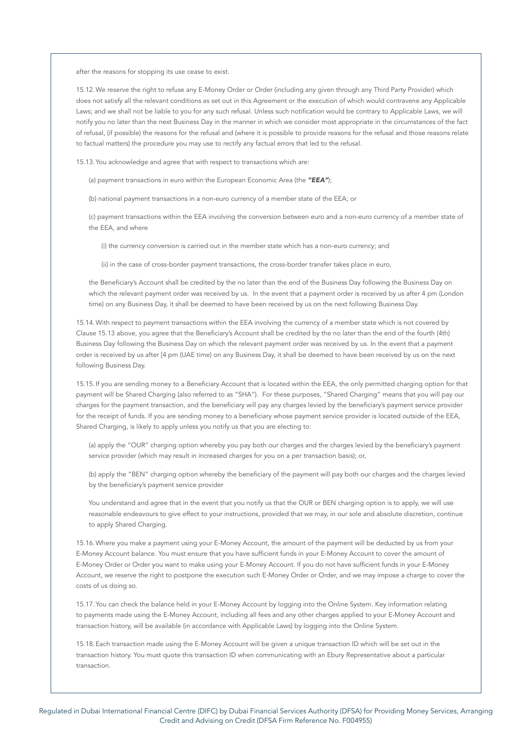after the reasons for stopping its use cease to exist.

15.12. We reserve the right to refuse any E-Money Order or Order (including any given through any Third Party Provider) which does not satisfy all the relevant conditions as set out in this Agreement or the execution of which would contravene any Applicable Laws; and we shall not be liable to you for any such refusal. Unless such notification would be contrary to Applicable Laws, we will notify you no later than the next Business Day in the manner in which we consider most appropriate in the circumstances of the fact of refusal, (if possible) the reasons for the refusal and (where it is possible to provide reasons for the refusal and those reasons relate to factual matters) the procedure you may use to rectify any factual errors that led to the refusal.

15.13. You acknowledge and agree that with respect to transactions which are:

(a) payment transactions in euro within the European Economic Area (the ***"EEA"***);

(b) national payment transactions in a non-euro currency of a member state of the EEA; or

(c) payment transactions within the EEA involving the conversion between euro and a non-euro currency of a member state of the EEA, and where

(i) the currency conversion is carried out in the member state which has a non-euro currency; and

(ii) in the case of cross-border payment transactions, the cross-border transfer takes place in euro,

the Beneficiary's Account shall be credited by the no later than the end of the Business Day following the Business Day on which the relevant payment order was received by us. In the event that a payment order is received by us after 4 pm (London time) on any Business Day, it shall be deemed to have been received by us on the next following Business Day.

15.14. With respect to payment transactions within the EEA involving the currency of a member state which is not covered by Clause 15.13 above, you agree that the Beneficiary's Account shall be credited by the no later than the end of the fourth (4th) Business Day following the Business Day on which the relevant payment order was received by us. In the event that a payment order is received by us after [4 pm (UAE time) on any Business Day, it shall be deemed to have been received by us on the next following Business Day.

15.15. If you are sending money to a Beneficiary Account that is located within the EEA, the only permitted charging option for that payment will be Shared Charging (also referred to as "SHA"). For these purposes, "Shared Charging" means that you will pay our charges for the payment transaction, and the beneficiary will pay any charges levied by the beneficiary's payment service provider for the receipt of funds. If you are sending money to a beneficiary whose payment service provider is located outside of the EEA, Shared Charging, is likely to apply unless you notify us that you are electing to:

(a) apply the "OUR" charging option whereby you pay both our charges and the charges levied by the beneficiary's payment service provider (which may result in increased charges for you on a per transaction basis); or,

(b) apply the "BEN" charging option whereby the beneficiary of the payment will pay both our charges and the charges levied by the beneficiary's payment service provider

You understand and agree that in the event that you notify us that the OUR or BEN charging option is to apply, we will use reasonable endeavours to give effect to your instructions, provided that we may, in our sole and absolute discretion, continue to apply Shared Charging.

15.16. Where you make a payment using your E-Money Account, the amount of the payment will be deducted by us from your E-Money Account balance. You must ensure that you have sufficient funds in your E-Money Account to cover the amount of E-Money Order or Order you want to make using your E-Money Account. If you do not have sufficient funds in your E-Money Account, we reserve the right to postpone the execution such E-Money Order or Order, and we may impose a charge to cover the costs of us doing so.

15.17. You can check the balance held in your E-Money Account by logging into the Online System. Key information relating to payments made using the E-Money Account, including all fees and any other charges applied to your E-Money Account and transaction history, will be available (in accordance with Applicable Laws) by logging into the Online System.

15.18. Each transaction made using the E-Money Account will be given a unique transaction ID which will be set out in the transaction history. You must quote this transaction ID when communicating with an Ebury Representative about a particular transaction.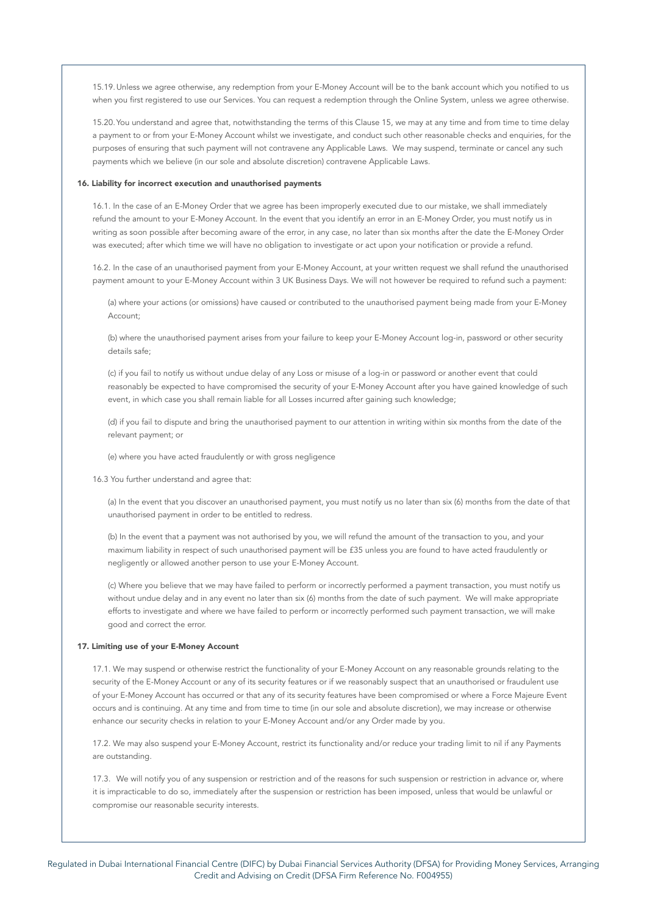15.19. Unless we agree otherwise, any redemption from your E-Money Account will be to the bank account which you notified to us when you first registered to use our Services. You can request a redemption through the Online System, unless we agree otherwise.

15.20. You understand and agree that, notwithstanding the terms of this Clause 15, we may at any time and from time to time delay a payment to or from your E-Money Account whilst we investigate, and conduct such other reasonable checks and enquiries, for the purposes of ensuring that such payment will not contravene any Applicable Laws. We may suspend, terminate or cancel any such payments which we believe (in our sole and absolute discretion) contravene Applicable Laws.

## 16. Liability for incorrect execution and unauthorised payments

16.1. In the case of an E-Money Order that we agree has been improperly executed due to our mistake, we shall immediately refund the amount to your E-Money Account. In the event that you identify an error in an E-Money Order, you must notify us in writing as soon possible after becoming aware of the error, in any case, no later than six months after the date the E-Money Order was executed; after which time we will have no obligation to investigate or act upon your notification or provide a refund.

16.2. In the case of an unauthorised payment from your E-Money Account, at your written request we shall refund the unauthorised payment amount to your E-Money Account within 3 UK Business Days. We will not however be required to refund such a payment:

(a) where your actions (or omissions) have caused or contributed to the unauthorised payment being made from your E-Money Account;

(b) where the unauthorised payment arises from your failure to keep your E-Money Account log-in, password or other security details safe;

(c) if you fail to notify us without undue delay of any Loss or misuse of a log-in or password or another event that could reasonably be expected to have compromised the security of your E-Money Account after you have gained knowledge of such event, in which case you shall remain liable for all Losses incurred after gaining such knowledge;

(d) if you fail to dispute and bring the unauthorised payment to our attention in writing within six months from the date of the relevant payment; or

(e) where you have acted fraudulently or with gross negligence

16.3 You further understand and agree that:

(a) In the event that you discover an unauthorised payment, you must notify us no later than six (6) months from the date of that unauthorised payment in order to be entitled to redress.

(b) In the event that a payment was not authorised by you, we will refund the amount of the transaction to you, and your maximum liability in respect of such unauthorised payment will be £35 unless you are found to have acted fraudulently or negligently or allowed another person to use your E-Money Account.

(c) Where you believe that we may have failed to perform or incorrectly performed a payment transaction, you must notify us without undue delay and in any event no later than six (6) months from the date of such payment. We will make appropriate efforts to investigate and where we have failed to perform or incorrectly performed such payment transaction, we will make good and correct the error.

## 17. Limiting use of your E-Money Account

17.1. We may suspend or otherwise restrict the functionality of your E-Money Account on any reasonable grounds relating to the security of the E-Money Account or any of its security features or if we reasonably suspect that an unauthorised or fraudulent use of your E-Money Account has occurred or that any of its security features have been compromised or where a Force Majeure Event occurs and is continuing. At any time and from time to time (in our sole and absolute discretion), we may increase or otherwise enhance our security checks in relation to your E-Money Account and/or any Order made by you.

17.2. We may also suspend your E-Money Account, restrict its functionality and/or reduce your trading limit to nil if any Payments are outstanding.

17.3. We will notify you of any suspension or restriction and of the reasons for such suspension or restriction in advance or, where it is impracticable to do so, immediately after the suspension or restriction has been imposed, unless that would be unlawful or compromise our reasonable security interests.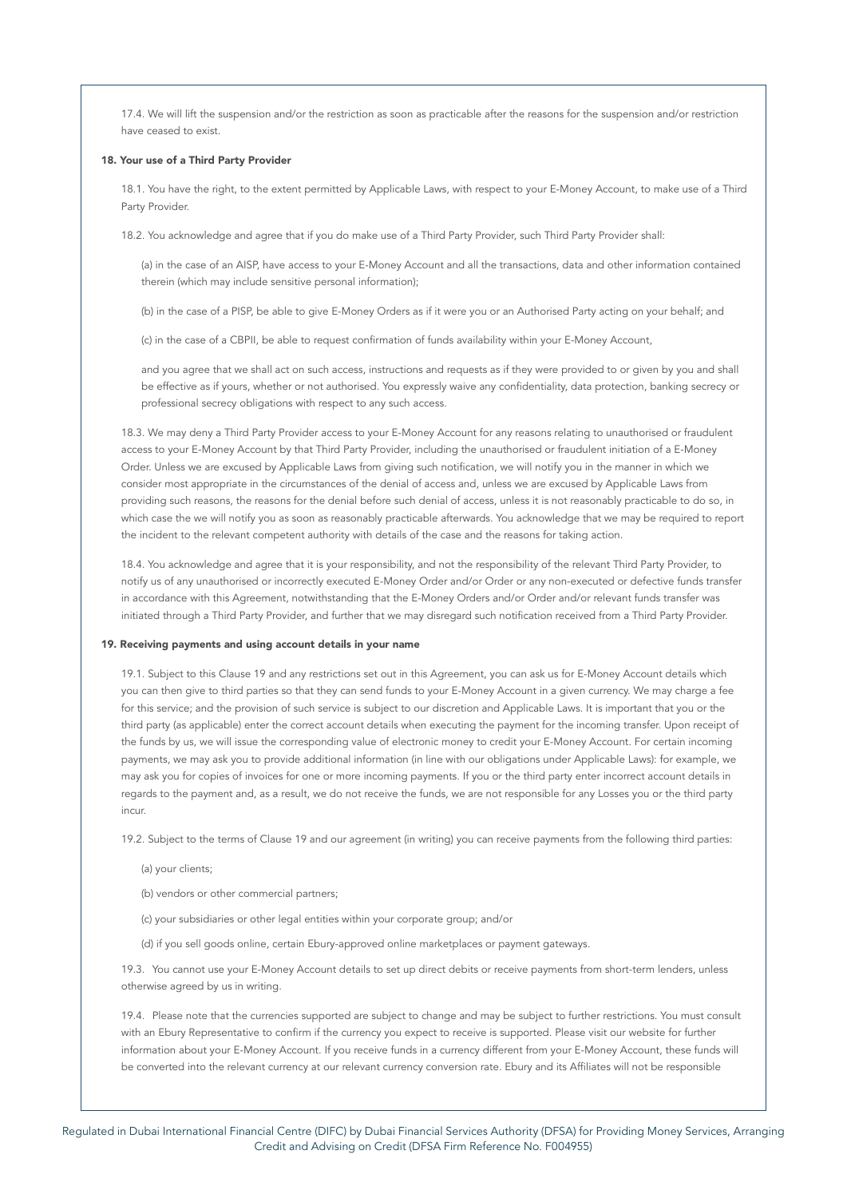17.4. We will lift the suspension and/or the restriction as soon as practicable after the reasons for the suspension and/or restriction have ceased to exist.

**18. Your use of a Third Party Provider**

18.1. You have the right, to the extent permitted by Applicable Laws, with respect to your E-Money Account, to make use of a Third Party Provider.

18.2. You acknowledge and agree that if you do make use of a Third Party Provider, such Third Party Provider shall:

(a) in the case of an AISP, have access to your E-Money Account and all the transactions, data and other information contained therein (which may include sensitive personal information);

(b) in the case of a PISP, be able to give E-Money Orders as if it were you or an Authorised Party acting on your behalf; and

(c) in the case of a CBPII, be able to request confirmation of funds availability within your E-Money Account,

and you agree that we shall act on such access, instructions and requests as if they were provided to or given by you and shall be effective as if yours, whether or not authorised. You expressly waive any confidentiality, data protection, banking secrecy or professional secrecy obligations with respect to any such access.

18.3. We may deny a Third Party Provider access to your E-Money Account for any reasons relating to unauthorised or fraudulent access to your E-Money Account by that Third Party Provider, including the unauthorised or fraudulent initiation of a E-Money Order. Unless we are excused by Applicable Laws from giving such notification, we will notify you in the manner in which we consider most appropriate in the circumstances of the denial of access and, unless we are excused by Applicable Laws from providing such reasons, the reasons for the denial before such denial of access, unless it is not reasonably practicable to do so, in which case the we will notify you as soon as reasonably practicable afterwards. You acknowledge that we may be required to report the incident to the relevant competent authority with details of the case and the reasons for taking action.

18.4. You acknowledge and agree that it is your responsibility, and not the responsibility of the relevant Third Party Provider, to notify us of any unauthorised or incorrectly executed E-Money Order and/or Order or any non-executed or defective funds transfer in accordance with this Agreement, notwithstanding that the E-Money Orders and/or Order and/or relevant funds transfer was initiated through a Third Party Provider, and further that we may disregard such notification received from a Third Party Provider.

**19. Receiving payments and using account details in your name**

19.1. Subject to this Clause 19 and any restrictions set out in this Agreement, you can ask us for E-Money Account details which you can then give to third parties so that they can send funds to your E-Money Account in a given currency. We may charge a fee for this service; and the provision of such service is subject to our discretion and Applicable Laws. It is important that you or the third party (as applicable) enter the correct account details when executing the payment for the incoming transfer. Upon receipt of the funds by us, we will issue the corresponding value of electronic money to credit your E-Money Account. For certain incoming payments, we may ask you to provide additional information (in line with our obligations under Applicable Laws): for example, we may ask you for copies of invoices for one or more incoming payments. If you or the third party enter incorrect account details in regards to the payment and, as a result, we do not receive the funds, we are not responsible for any Losses you or the third party incur.

19.2. Subject to the terms of Clause 19 and our agreement (in writing) you can receive payments from the following third parties:

(a) your clients;

(b) vendors or other commercial partners;

(c) your subsidiaries or other legal entities within your corporate group; and/or

(d) if you sell goods online, certain Ebury-approved online marketplaces or payment gateways.

19.3. You cannot use your E-Money Account details to set up direct debits or receive payments from short-term lenders, unless otherwise agreed by us in writing.

19.4. Please note that the currencies supported are subject to change and may be subject to further restrictions. You must consult with an Ebury Representative to confirm if the currency you expect to receive is supported. Please visit our website for further information about your E-Money Account. If you receive funds in a currency different from your E-Money Account, these funds will be converted into the relevant currency at our relevant currency conversion rate. Ebury and its Affiliates will not be responsible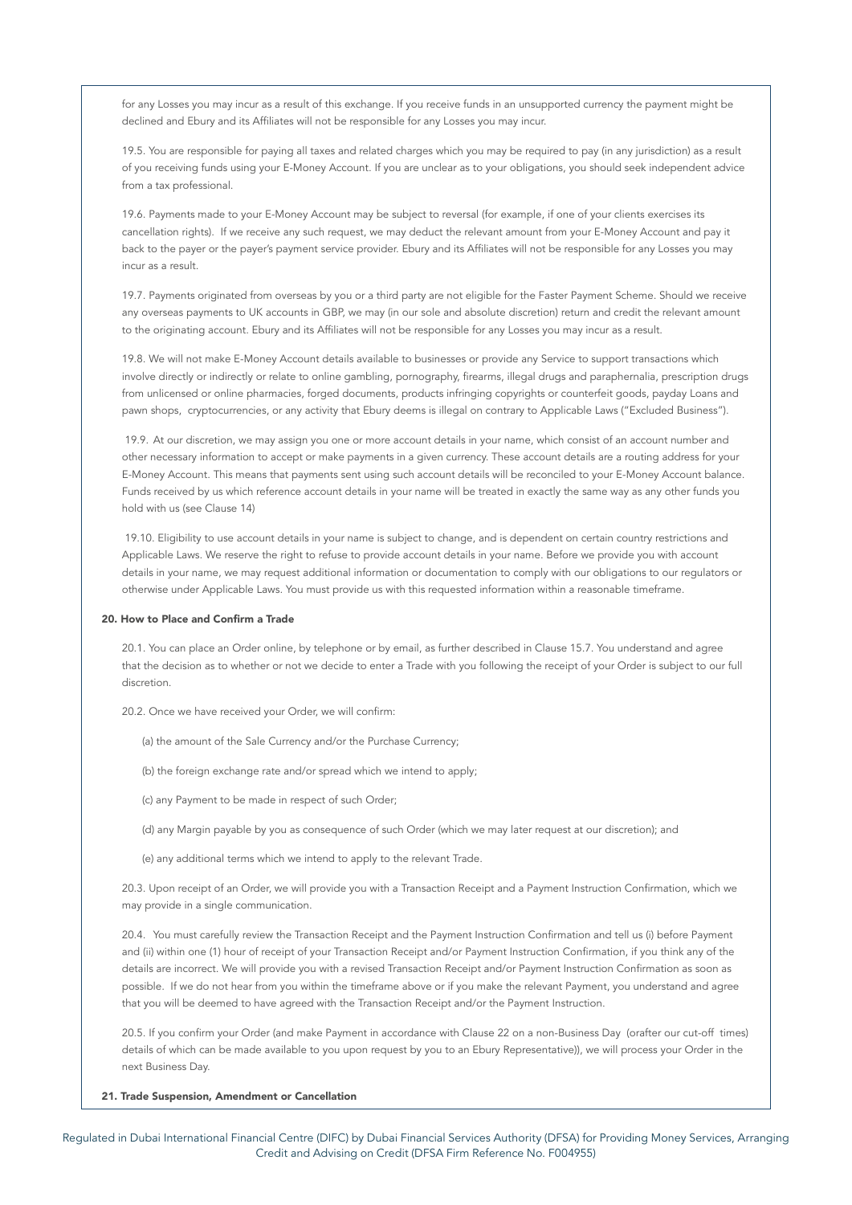for any Losses you may incur as a result of this exchange. If you receive funds in an unsupported currency the payment might be declined and Ebury and its Affiliates will not be responsible for any Losses you may incur.

19.5. You are responsible for paying all taxes and related charges which you may be required to pay (in any jurisdiction) as a result of you receiving funds using your E-Money Account. If you are unclear as to your obligations, you should seek independent advice from a tax professional.

19.6. Payments made to your E-Money Account may be subject to reversal (for example, if one of your clients exercises its cancellation rights). If we receive any such request, we may deduct the relevant amount from your E-Money Account and pay it back to the payer or the payer's payment service provider. Ebury and its Affiliates will not be responsible for any Losses you may incur as a result.

19.7. Payments originated from overseas by you or a third party are not eligible for the Faster Payment Scheme. Should we receive any overseas payments to UK accounts in GBP, we may (in our sole and absolute discretion) return and credit the relevant amount to the originating account. Ebury and its Affiliates will not be responsible for any Losses you may incur as a result.

19.8. We will not make E-Money Account details available to businesses or provide any Service to support transactions which involve directly or indirectly or relate to online gambling, pornography, firearms, illegal drugs and paraphernalia, prescription drugs from unlicensed or online pharmacies, forged documents, products infringing copyrights or counterfeit goods, payday Loans and pawn shops, cryptocurrencies, or any activity that Ebury deems is illegal on contrary to Applicable Laws ("Excluded Business").

19.9. At our discretion, we may assign you one or more account details in your name, which consist of an account number and other necessary information to accept or make payments in a given currency. These account details are a routing address for your E-Money Account. This means that payments sent using such account details will be reconciled to your E-Money Account balance. Funds received by us which reference account details in your name will be treated in exactly the same way as any other funds you hold with us (see Clause 14)

19.10. Eligibility to use account details in your name is subject to change, and is dependent on certain country restrictions and Applicable Laws. We reserve the right to refuse to provide account details in your name. Before we provide you with account details in your name, we may request additional information or documentation to comply with our obligations to our regulators or otherwise under Applicable Laws. You must provide us with this requested information within a reasonable timeframe.

## 20. How to Place and Confirm a Trade

20.1. You can place an Order online, by telephone or by email, as further described in Clause 15.7. You understand and agree that the decision as to whether or not we decide to enter a Trade with you following the receipt of your Order is subject to our full discretion.

20.2. Once we have received your Order, we will confirm:

(a) the amount of the Sale Currency and/or the Purchase Currency;

(b) the foreign exchange rate and/or spread which we intend to apply;

(c) any Payment to be made in respect of such Order;

(d) any Margin payable by you as consequence of such Order (which we may later request at our discretion); and

(e) any additional terms which we intend to apply to the relevant Trade.

20.3. Upon receipt of an Order, we will provide you with a Transaction Receipt and a Payment Instruction Confirmation, which we may provide in a single communication.

20.4. You must carefully review the Transaction Receipt and the Payment Instruction Confirmation and tell us (i) before Payment and (ii) within one (1) hour of receipt of your Transaction Receipt and/or Payment Instruction Confirmation, if you think any of the details are incorrect. We will provide you with a revised Transaction Receipt and/or Payment Instruction Confirmation as soon as possible. If we do not hear from you within the timeframe above or if you make the relevant Payment, you understand and agree that you will be deemed to have agreed with the Transaction Receipt and/or the Payment Instruction.

20.5. If you confirm your Order (and make Payment in accordance with Clause 22 on a non-Business Day (orafter our cut-off times) details of which can be made available to you upon request by you to an Ebury Representative)), we will process your Order in the next Business Day.

## 21. Trade Suspension, Amendment or Cancellation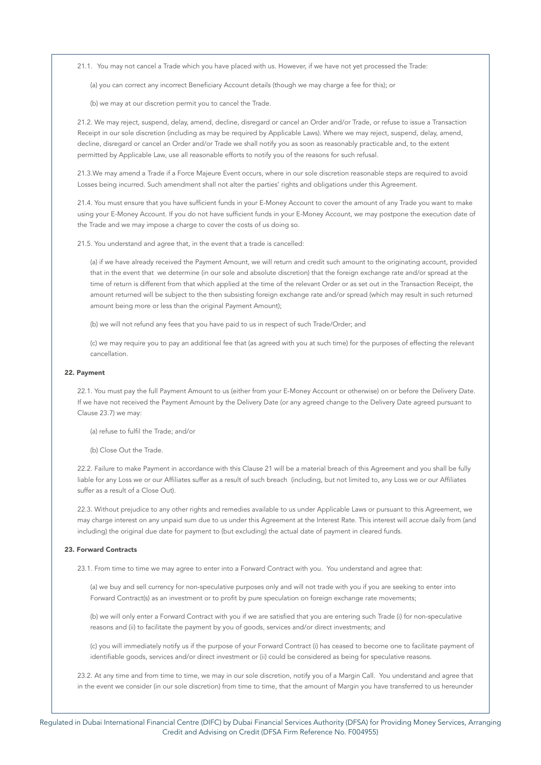21.1. You may not cancel a Trade which you have placed with us. However, if we have not yet processed the Trade:

(a) you can correct any incorrect Beneficiary Account details (though we may charge a fee for this); or

(b) we may at our discretion permit you to cancel the Trade.

21.2. We may reject, suspend, delay, amend, decline, disregard or cancel an Order and/or Trade, or refuse to issue a Transaction Receipt in our sole discretion (including as may be required by Applicable Laws). Where we may reject, suspend, delay, amend, decline, disregard or cancel an Order and/or Trade we shall notify you as soon as reasonably practicable and, to the extent permitted by Applicable Law, use all reasonable efforts to notify you of the reasons for such refusal.

21.3.We may amend a Trade if a Force Majeure Event occurs, where in our sole discretion reasonable steps are required to avoid Losses being incurred. Such amendment shall not alter the parties' rights and obligations under this Agreement.

21.4. You must ensure that you have sufficient funds in your E-Money Account to cover the amount of any Trade you want to make using your E-Money Account. If you do not have sufficient funds in your E-Money Account, we may postpone the execution date of the Trade and we may impose a charge to cover the costs of us doing so.

21.5. You understand and agree that, in the event that a trade is cancelled:

(a) if we have already received the Payment Amount, we will return and credit such amount to the originating account, provided that in the event that we determine (in our sole and absolute discretion) that the foreign exchange rate and/or spread at the time of return is different from that which applied at the time of the relevant Order or as set out in the Transaction Receipt, the amount returned will be subject to the then subsisting foreign exchange rate and/or spread (which may result in such returned amount being more or less than the original Payment Amount);

(b) we will not refund any fees that you have paid to us in respect of such Trade/Order; and

(c) we may require you to pay an additional fee that (as agreed with you at such time) for the purposes of effecting the relevant cancellation.

## 22. Payment

22.1. You must pay the full Payment Amount to us (either from your E-Money Account or otherwise) on or before the Delivery Date. If we have not received the Payment Amount by the Delivery Date (or any agreed change to the Delivery Date agreed pursuant to Clause 23.7) we may:

(a) refuse to fulfil the Trade; and/or

(b) Close Out the Trade.

22.2. Failure to make Payment in accordance with this Clause 21 will be a material breach of this Agreement and you shall be fully liable for any Loss we or our Affiliates suffer as a result of such breach (including, but not limited to, any Loss we or our Affiliates suffer as a result of a Close Out).

22.3. Without prejudice to any other rights and remedies available to us under Applicable Laws or pursuant to this Agreement, we may charge interest on any unpaid sum due to us under this Agreement at the Interest Rate. This interest will accrue daily from (and including) the original due date for payment to (but excluding) the actual date of payment in cleared funds.

## 23. Forward Contracts

23.1. From time to time we may agree to enter into a Forward Contract with you. You understand and agree that:

(a) we buy and sell currency for non-speculative purposes only and will not trade with you if you are seeking to enter into Forward Contract(s) as an investment or to profit by pure speculation on foreign exchange rate movements;

(b) we will only enter a Forward Contract with you if we are satisfied that you are entering such Trade (i) for non-speculative reasons and (ii) to facilitate the payment by you of goods, services and/or direct investments; and

(c) you will immediately notify us if the purpose of your Forward Contract (i) has ceased to become one to facilitate payment of identifiable goods, services and/or direct investment or (ii) could be considered as being for speculative reasons.

23.2. At any time and from time to time, we may in our sole discretion, notify you of a Margin Call. You understand and agree that in the event we consider (in our sole discretion) from time to time, that the amount of Margin you have transferred to us hereunder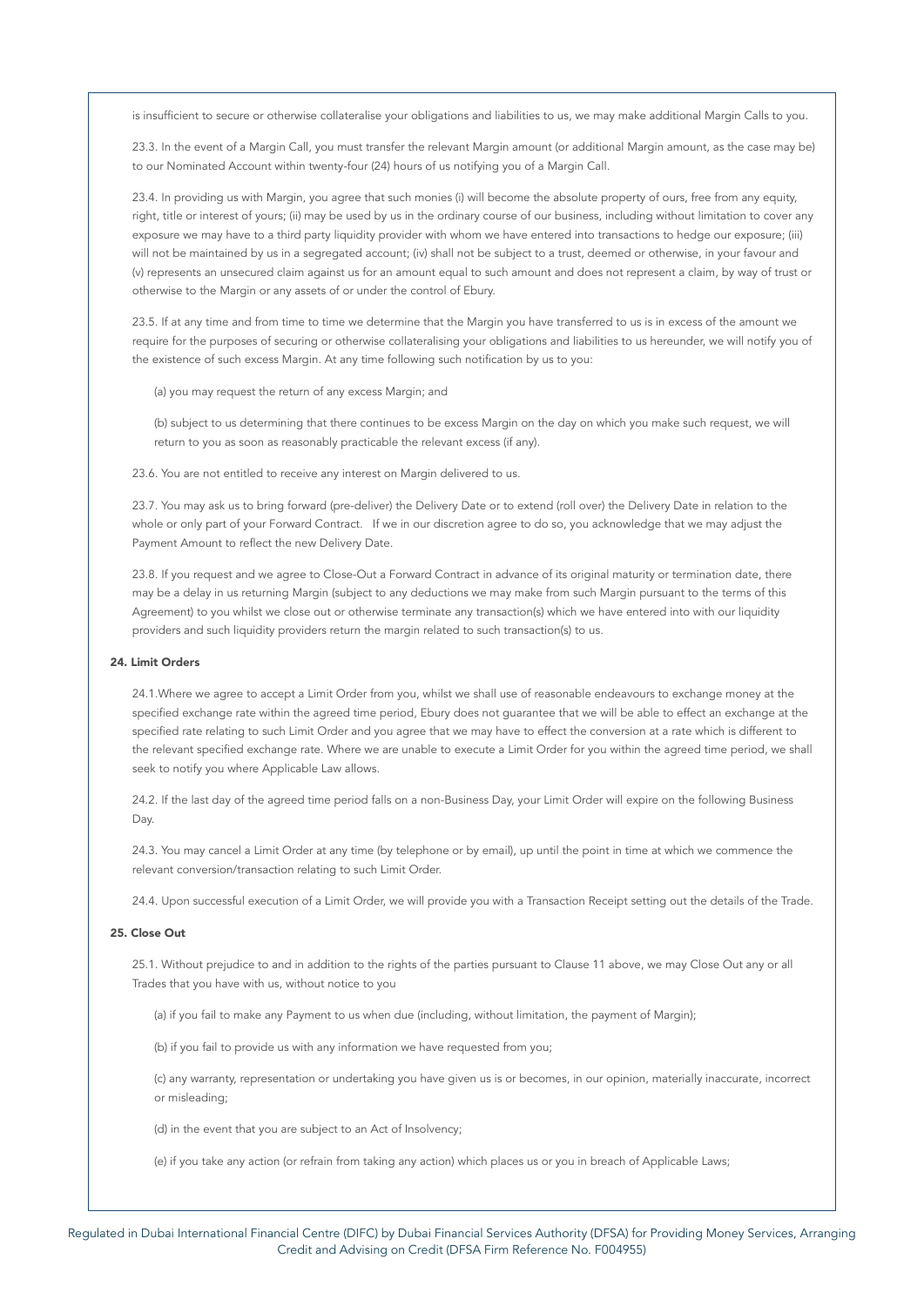is insufficient to secure or otherwise collateralise your obligations and liabilities to us, we may make additional Margin Calls to you.

23.3. In the event of a Margin Call, you must transfer the relevant Margin amount (or additional Margin amount, as the case may be) to our Nominated Account within twenty-four (24) hours of us notifying you of a Margin Call.

23.4. In providing us with Margin, you agree that such monies (i) will become the absolute property of ours, free from any equity, right, title or interest of yours; (ii) may be used by us in the ordinary course of our business, including without limitation to cover any exposure we may have to a third party liquidity provider with whom we have entered into transactions to hedge our exposure; (iii) will not be maintained by us in a segregated account; (iv) shall not be subject to a trust, deemed or otherwise, in your favour and (v) represents an unsecured claim against us for an amount equal to such amount and does not represent a claim, by way of trust or otherwise to the Margin or any assets of or under the control of Ebury.

23.5. If at any time and from time to time we determine that the Margin you have transferred to us is in excess of the amount we require for the purposes of securing or otherwise collateralising your obligations and liabilities to us hereunder, we will notify you of the existence of such excess Margin. At any time following such notification by us to you:

(a) you may request the return of any excess Margin; and

(b) subject to us determining that there continues to be excess Margin on the day on which you make such request, we will return to you as soon as reasonably practicable the relevant excess (if any).

23.6. You are not entitled to receive any interest on Margin delivered to us.

23.7. You may ask us to bring forward (pre-deliver) the Delivery Date or to extend (roll over) the Delivery Date in relation to the whole or only part of your Forward Contract. If we in our discretion agree to do so, you acknowledge that we may adjust the Payment Amount to reflect the new Delivery Date.

23.8. If you request and we agree to Close-Out a Forward Contract in advance of its original maturity or termination date, there may be a delay in us returning Margin (subject to any deductions we may make from such Margin pursuant to the terms of this Agreement) to you whilst we close out or otherwise terminate any transaction(s) which we have entered into with our liquidity providers and such liquidity providers return the margin related to such transaction(s) to us.

## 24. Limit Orders

24.1.Where we agree to accept a Limit Order from you, whilst we shall use of reasonable endeavours to exchange money at the specified exchange rate within the agreed time period, Ebury does not guarantee that we will be able to effect an exchange at the specified rate relating to such Limit Order and you agree that we may have to effect the conversion at a rate which is different to the relevant specified exchange rate. Where we are unable to execute a Limit Order for you within the agreed time period, we shall seek to notify you where Applicable Law allows.

24.2. If the last day of the agreed time period falls on a non-Business Day, your Limit Order will expire on the following Business Day.

24.3. You may cancel a Limit Order at any time (by telephone or by email), up until the point in time at which we commence the relevant conversion/transaction relating to such Limit Order.

24.4. Upon successful execution of a Limit Order, we will provide you with a Transaction Receipt setting out the details of the Trade.

## 25. Close Out

25.1. Without prejudice to and in addition to the rights of the parties pursuant to Clause 11 above, we may Close Out any or all Trades that you have with us, without notice to you

(a) if you fail to make any Payment to us when due (including, without limitation, the payment of Margin);

(b) if you fail to provide us with any information we have requested from you;

(c) any warranty, representation or undertaking you have given us is or becomes, in our opinion, materially inaccurate, incorrect or misleading;

(d) in the event that you are subject to an Act of Insolvency;

(e) if you take any action (or refrain from taking any action) which places us or you in breach of Applicable Laws;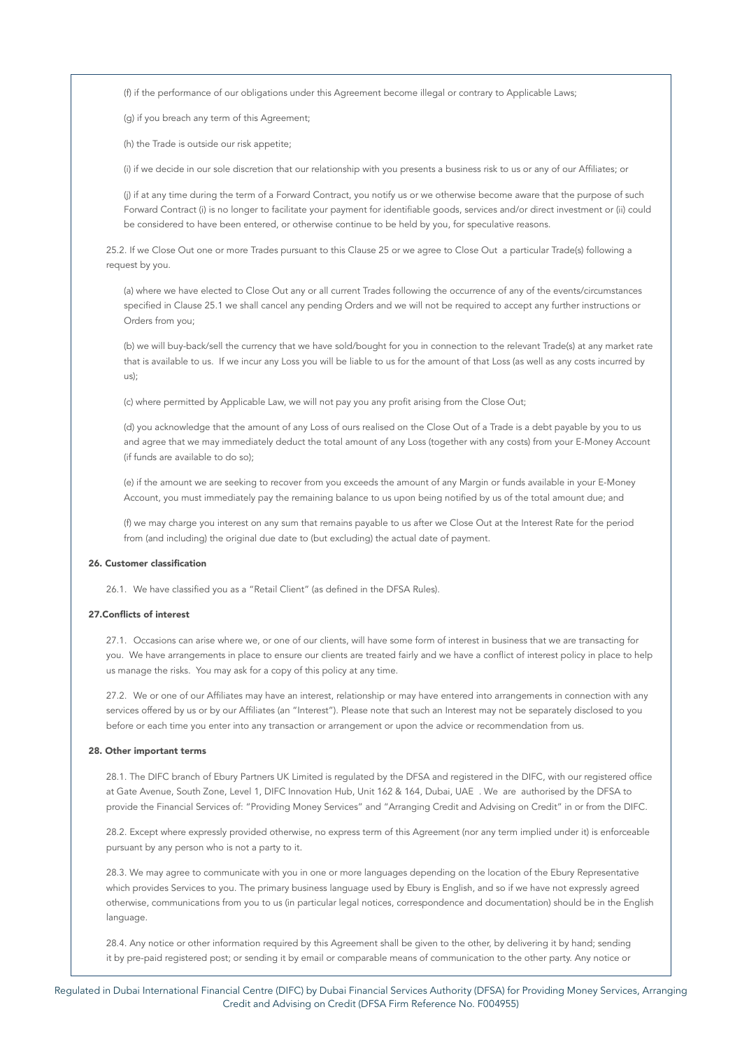(f) if the performance of our obligations under this Agreement become illegal or contrary to Applicable Laws;

(g) if you breach any term of this Agreement;

(h) the Trade is outside our risk appetite;

(i) if we decide in our sole discretion that our relationship with you presents a business risk to us or any of our Affiliates; or

(j) if at any time during the term of a Forward Contract, you notify us or we otherwise become aware that the purpose of such Forward Contract (i) is no longer to facilitate your payment for identifiable goods, services and/or direct investment or (ii) could be considered to have been entered, or otherwise continue to be held by you, for speculative reasons.

25.2. If we Close Out one or more Trades pursuant to this Clause 25 or we agree to Close Out a particular Trade(s) following a request by you.

(a) where we have elected to Close Out any or all current Trades following the occurrence of any of the events/circumstances specified in Clause 25.1 we shall cancel any pending Orders and we will not be required to accept any further instructions or Orders from you;

(b) we will buy-back/sell the currency that we have sold/bought for you in connection to the relevant Trade(s) at any market rate that is available to us. If we incur any Loss you will be liable to us for the amount of that Loss (as well as any costs incurred by us);

(c) where permitted by Applicable Law, we will not pay you any profit arising from the Close Out;

(d) you acknowledge that the amount of any Loss of ours realised on the Close Out of a Trade is a debt payable by you to us and agree that we may immediately deduct the total amount of any Loss (together with any costs) from your E-Money Account (if funds are available to do so);

(e) if the amount we are seeking to recover from you exceeds the amount of any Margin or funds available in your E-Money Account, you must immediately pay the remaining balance to us upon being notified by us of the total amount due; and

(f) we may charge you interest on any sum that remains payable to us after we Close Out at the Interest Rate for the period from (and including) the original due date to (but excluding) the actual date of payment.

## 26. Customer classification

26.1. We have classified you as a "Retail Client" (as defined in the DFSA Rules).

## 27.Conflicts of interest

27.1. Occasions can arise where we, or one of our clients, will have some form of interest in business that we are transacting for you. We have arrangements in place to ensure our clients are treated fairly and we have a conflict of interest policy in place to help us manage the risks. You may ask for a copy of this policy at any time.

27.2. We or one of our Affiliates may have an interest, relationship or may have entered into arrangements in connection with any services offered by us or by our Affiliates (an "Interest"). Please note that such an Interest may not be separately disclosed to you before or each time you enter into any transaction or arrangement or upon the advice or recommendation from us.

## 28. Other important terms

28.1. The DIFC branch of Ebury Partners UK Limited is regulated by the DFSA and registered in the DIFC, with our registered office at Gate Avenue, South Zone, Level 1, DIFC Innovation Hub, Unit 162 & 164, Dubai, UAE . We are authorised by the DFSA to provide the Financial Services of: "Providing Money Services" and "Arranging Credit and Advising on Credit" in or from the DIFC.

28.2. Except where expressly provided otherwise, no express term of this Agreement (nor any term implied under it) is enforceable pursuant by any person who is not a party to it.

28.3. We may agree to communicate with you in one or more languages depending on the location of the Ebury Representative which provides Services to you. The primary business language used by Ebury is English, and so if we have not expressly agreed otherwise, communications from you to us (in particular legal notices, correspondence and documentation) should be in the English language.

28.4. Any notice or other information required by this Agreement shall be given to the other, by delivering it by hand; sending it by pre-paid registered post; or sending it by email or comparable means of communication to the other party. Any notice or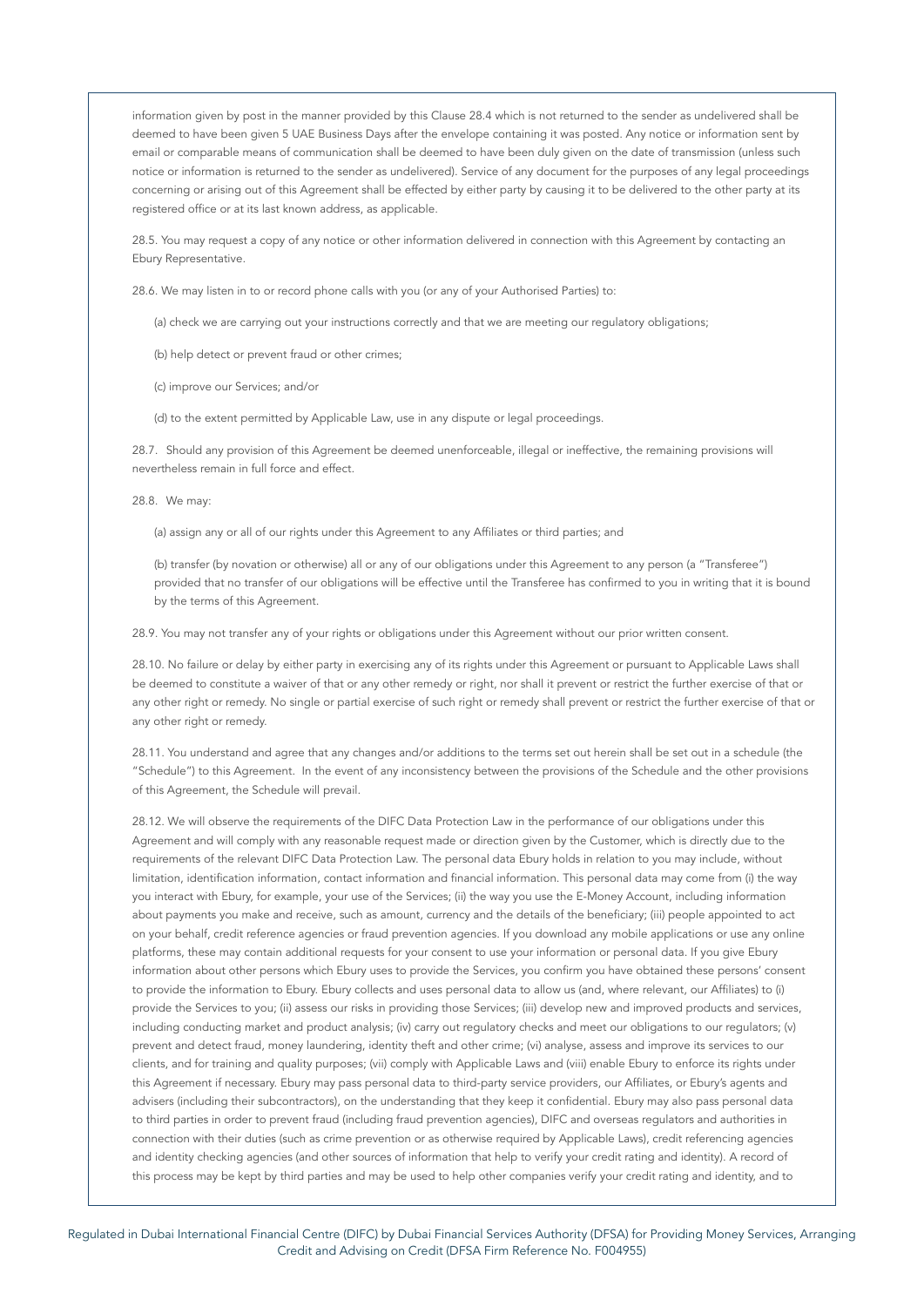information given by post in the manner provided by this Clause 28.4 which is not returned to the sender as undelivered shall be deemed to have been given 5 UAE Business Days after the envelope containing it was posted. Any notice or information sent by email or comparable means of communication shall be deemed to have been duly given on the date of transmission (unless such notice or information is returned to the sender as undelivered). Service of any document for the purposes of any legal proceedings concerning or arising out of this Agreement shall be effected by either party by causing it to be delivered to the other party at its registered office or at its last known address, as applicable.

28.5. You may request a copy of any notice or other information delivered in connection with this Agreement by contacting an Ebury Representative.

28.6. We may listen in to or record phone calls with you (or any of your Authorised Parties) to:

(a) check we are carrying out your instructions correctly and that we are meeting our regulatory obligations;

(b) help detect or prevent fraud or other crimes;

(c) improve our Services; and/or

(d) to the extent permitted by Applicable Law, use in any dispute or legal proceedings.

28.7. Should any provision of this Agreement be deemed unenforceable, illegal or ineffective, the remaining provisions will nevertheless remain in full force and effect.

28.8. We may:

(a) assign any or all of our rights under this Agreement to any Affiliates or third parties; and

(b) transfer (by novation or otherwise) all or any of our obligations under this Agreement to any person (a "Transferee") provided that no transfer of our obligations will be effective until the Transferee has confirmed to you in writing that it is bound by the terms of this Agreement.

28.9. You may not transfer any of your rights or obligations under this Agreement without our prior written consent.

28.10. No failure or delay by either party in exercising any of its rights under this Agreement or pursuant to Applicable Laws shall be deemed to constitute a waiver of that or any other remedy or right, nor shall it prevent or restrict the further exercise of that or any other right or remedy. No single or partial exercise of such right or remedy shall prevent or restrict the further exercise of that or any other right or remedy.

28.11. You understand and agree that any changes and/or additions to the terms set out herein shall be set out in a schedule (the "Schedule") to this Agreement. In the event of any inconsistency between the provisions of the Schedule and the other provisions of this Agreement, the Schedule will prevail.

28.12. We will observe the requirements of the DIFC Data Protection Law in the performance of our obligations under this Agreement and will comply with any reasonable request made or direction given by the Customer, which is directly due to the requirements of the relevant DIFC Data Protection Law. The personal data Ebury holds in relation to you may include, without limitation, identification information, contact information and financial information. This personal data may come from (i) the way you interact with Ebury, for example, your use of the Services; (ii) the way you use the E-Money Account, including information about payments you make and receive, such as amount, currency and the details of the beneficiary; (iii) people appointed to act on your behalf, credit reference agencies or fraud prevention agencies. If you download any mobile applications or use any online platforms, these may contain additional requests for your consent to use your information or personal data. If you give Ebury information about other persons which Ebury uses to provide the Services, you confirm you have obtained these persons' consent to provide the information to Ebury. Ebury collects and uses personal data to allow us (and, where relevant, our Affiliates) to (i) provide the Services to you; (ii) assess our risks in providing those Services; (iii) develop new and improved products and services, including conducting market and product analysis; (iv) carry out regulatory checks and meet our obligations to our regulators; (v) prevent and detect fraud, money laundering, identity theft and other crime; (vi) analyse, assess and improve its services to our clients, and for training and quality purposes; (vii) comply with Applicable Laws and (viii) enable Ebury to enforce its rights under this Agreement if necessary. Ebury may pass personal data to third-party service providers, our Affiliates, or Ebury's agents and advisers (including their subcontractors), on the understanding that they keep it confidential. Ebury may also pass personal data to third parties in order to prevent fraud (including fraud prevention agencies), DIFC and overseas regulators and authorities in connection with their duties (such as crime prevention or as otherwise required by Applicable Laws), credit referencing agencies and identity checking agencies (and other sources of information that help to verify your credit rating and identity). A record of this process may be kept by third parties and may be used to help other companies verify your credit rating and identity, and to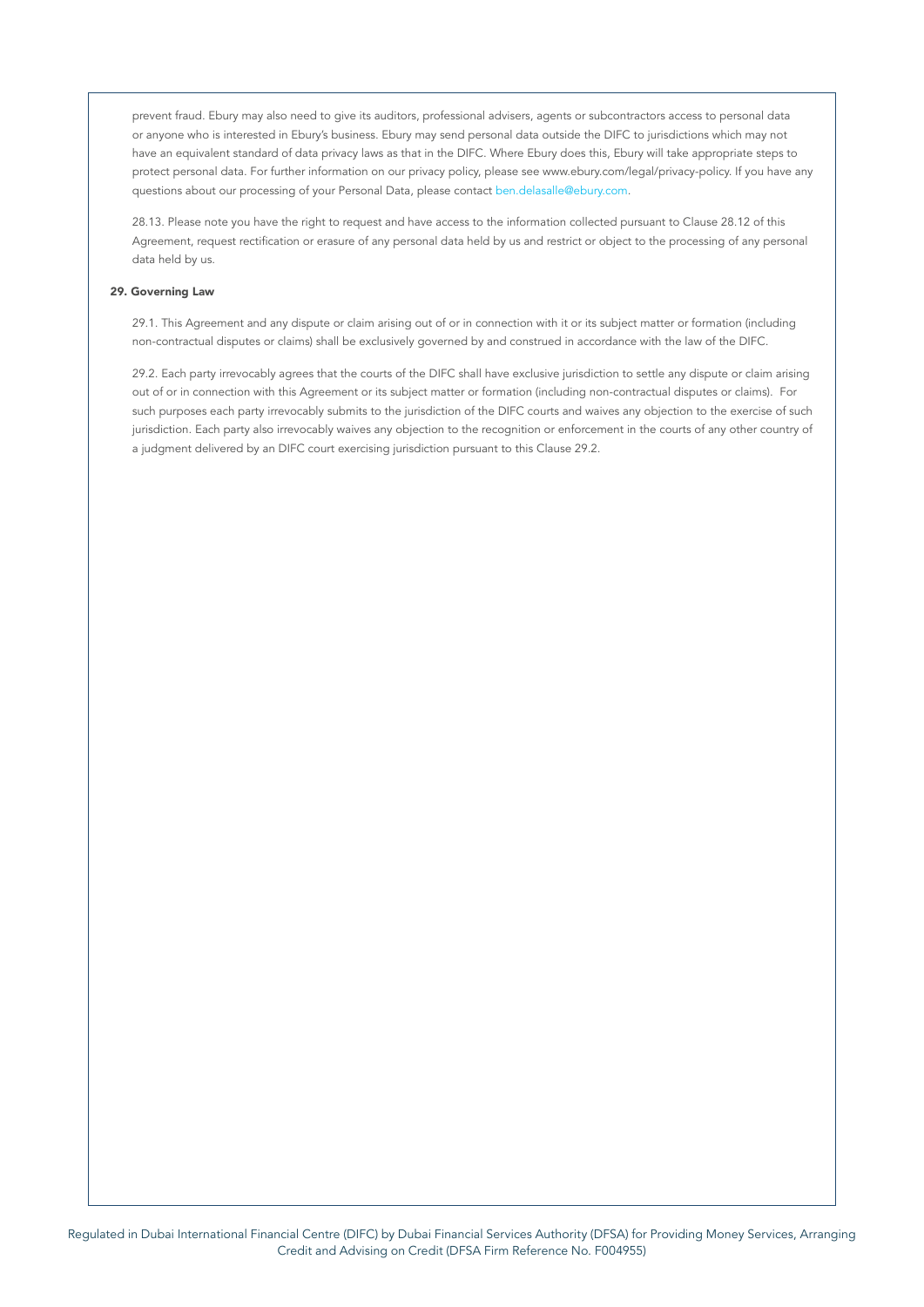prevent fraud. Ebury may also need to give its auditors, professional advisers, agents or subcontractors access to personal data or anyone who is interested in Ebury's business. Ebury may send personal data outside the DIFC to jurisdictions which may not have an equivalent standard of data privacy laws as that in the DIFC. Where Ebury does this, Ebury will take appropriate steps to protect personal data. For further information on our privacy policy, please see www.ebury.com/legal/privacy-policy. If you have any questions about our processing of your Personal Data, please contact ben.delasalle@ebury.com.

28.13. Please note you have the right to request and have access to the information collected pursuant to Clause 28.12 of this Agreement, request rectification or erasure of any personal data held by us and restrict or object to the processing of any personal data held by us.

**29. Governing Law**

29.1. This Agreement and any dispute or claim arising out of or in connection with it or its subject matter or formation (including non-contractual disputes or claims) shall be exclusively governed by and construed in accordance with the law of the DIFC.

29.2. Each party irrevocably agrees that the courts of the DIFC shall have exclusive jurisdiction to settle any dispute or claim arising out of or in connection with this Agreement or its subject matter or formation (including non-contractual disputes or claims). For such purposes each party irrevocably submits to the jurisdiction of the DIFC courts and waives any objection to the exercise of such jurisdiction. Each party also irrevocably waives any objection to the recognition or enforcement in the courts of any other country of a judgment delivered by an DIFC court exercising jurisdiction pursuant to this Clause 29.2.